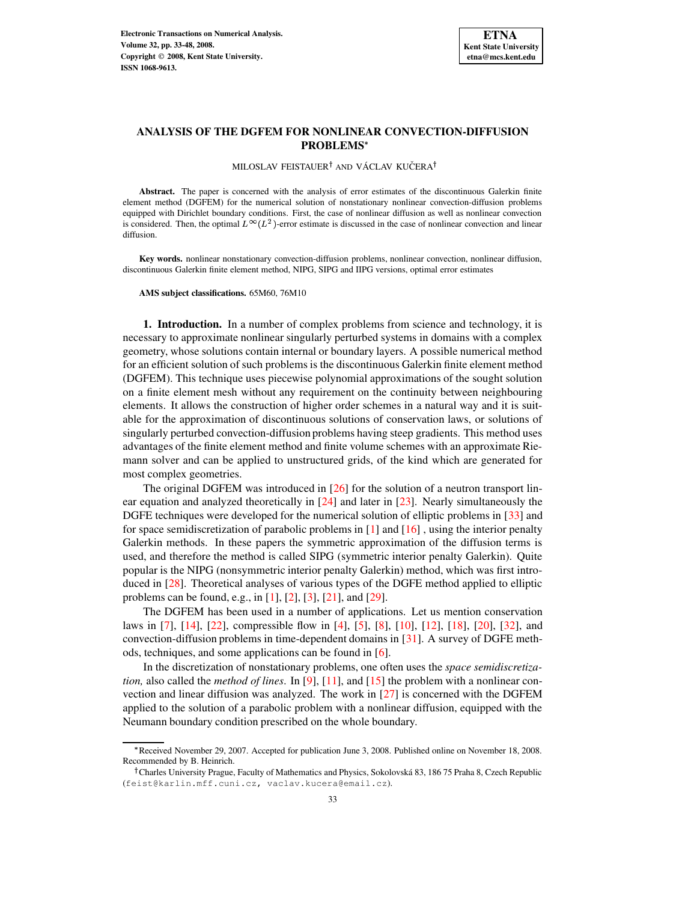# ANALYSIS OF THE DGFEM FOR NONLINEAR CONVECTION-DIFFUSION PROBLEMS*

MILOSLAV FEISTAUER† AND VÁCLAV KUČERA†

**Abstract.** The paper is concerned with the analysis of error estimates of the discontinuous Galerkin finite element method (DGFEM) for the numerical solution of nonstationary nonlinear convection-diffusion problems equipped with Dirichlet boundary conditions. First, the case of nonlinear diffusion as well as nonlinear convection is considered. Then, the optimal $L^\infty(L^2)$-error estimate is discussed in the case of nonlinear convection and linear diffusion.

**Key words.** nonlinear nonstationary convection-diffusion problems, nonlinear convection, nonlinear diffusion, discontinuous Galerkin finite element method, NIPG, SIPG and IIPG versions, optimal error estimates

**AMS subject classifications.** 65M60, 76M10

**1. Introduction.** In a number of complex problems from science and technology, it is necessary to approximate nonlinear singularly perturbed systems in domains with a complex geometry, whose solutions contain internal or boundary layers. A possible numerical method for an efficient solution of such problems is the discontinuous Galerkin finite element method (DGFEM). This technique uses piecewise polynomial approximations of the sought solution on a finite element mesh without any requirement on the continuity between neighbouring elements. It allows the construction of higher order schemes in a natural way and it is suitable for the approximation of discontinuous solutions of conservation laws, or solutions of singularly perturbed convection-diffusion problems having steep gradients. This method uses advantages of the finite element method and finite volume schemes with an approximate Riemann solver and can be applied to unstructured grids, of the kind which are generated for most complex geometries.

The original DGFEM was introduced in [26] for the solution of a neutron transport linear equation and analyzed theoretically in [24] and later in [23]. Nearly simultaneously the DGFE techniques were developed for the numerical solution of elliptic problems in [33] and for space semidiscretization of parabolic problems in [1] and [16] , using the interior penalty Galerkin methods. In these papers the symmetric approximation of the diffusion terms is used, and therefore the method is called SIPG (symmetric interior penalty Galerkin). Quite popular is the NIPG (nonsymmetric interior penalty Galerkin) method, which was first introduced in [28]. Theoretical analyses of various types of the DGFE method applied to elliptic problems can be found, e.g., in [1], [2], [3], [21], and [29].

The DGFEM has been used in a number of applications. Let us mention conservation laws in [7], [14], [22], compressible flow in [4], [5], [8], [10], [12], [18], [20], [32], and convection-diffusion problems in time-dependent domains in [31]. A survey of DGFE methods, techniques, and some applications can be found in [6].

In the discretization of nonstationary problems, one often uses the *space semidiscretization,* also called the *method of lines*. In [9], [11], and [15] the problem with a nonlinear convection and linear diffusion was analyzed. The work in [27] is concerned with the DGFEM applied to the solution of a parabolic problem with a nonlinear diffusion, equipped with the Neumann boundary condition prescribed on the whole boundary.

*Received November 29, 2007. Accepted for publication June 3, 2008. Published online on November 18, 2008. Recommended by B. Heinrich.

†Charles University Prague, Faculty of Mathematics and Physics, Sokolovská 83, 186 75 Praha 8, Czech Republic (feist@karlin.mff.cuni.cz, vaclav.kucera@email.cz).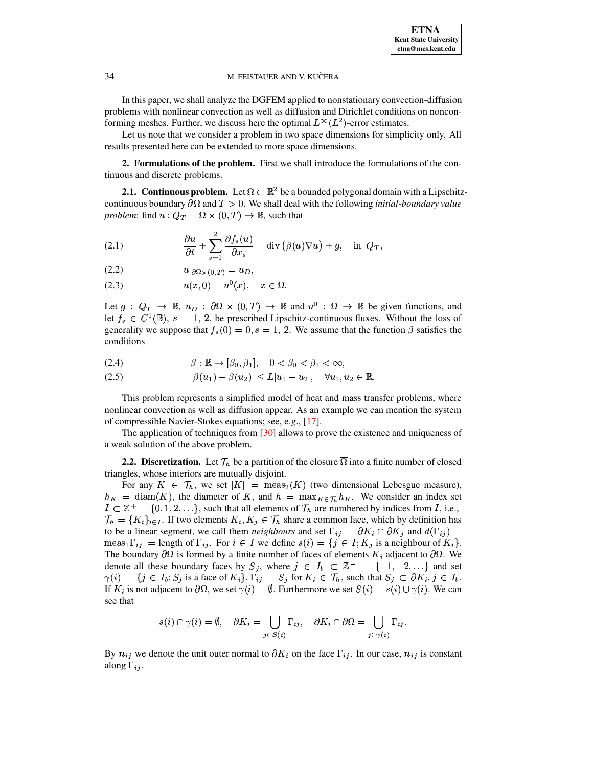In this paper, we shall analyze the DGFEM applied to nonstationary convection-diffusion problems with nonlinear convection as well as diffusion and Dirichlet conditions on nonconforming meshes. Further, we discuss here the optimal $L^\infty(L^2)$-error estimates.

Let us note that we consider a problem in two space dimensions for simplicity only. All results presented here can be extended to more space dimensions.

## 2. Formulations of the problem.

First we shall introduce the formulations of the continuous and discrete problems.

### 2.1. Continuous problem.

Let $\Omega \subset \mathbb{R}^2$ be a bounded polygonal domain with a Lipschitz-continuous boundary $\partial\Omega$ and $T > 0$. We shall deal with the following *initial-boundary value problem*: find $u : Q_T = \Omega \times (0,T) \to \mathbb{R}$, such that

$$\frac{\partial u}{\partial t} + \sum_{s=1}^{2} \frac{\partial f_s(u)}{\partial x_s} = \operatorname{div}\left(\beta(u)\nabla u\right) + g, \quad \text{in } Q_T, \tag{2.1}$$

$$u|_{\partial\Omega\times(0,T)} = u_D, \tag{2.2}$$

$$u(x,0) = u^0(x), \quad x \in \Omega. \tag{2.3}$$

Let $g : Q_T \to \mathbb{R}$, $u_D : \partial\Omega \times (0,T) \to \mathbb{R}$ and $u^0 : \Omega \to \mathbb{R}$ be given functions, and let $f_s \in C^1(\mathbb{R})$, $s = 1, 2$, be prescribed Lipschitz-continuous fluxes. Without the loss of generality we suppose that $f_s(0) = 0, s = 1, 2$. We assume that the function $\beta$ satisfies the conditions

$$\beta : \mathbb{R} \to [\beta_0, \beta_1], \quad 0 < \beta_0 < \beta_1 < \infty, \tag{2.4}$$

$$|\beta(u_1) - \beta(u_2)| \le L|u_1 - u_2|, \quad \forall u_1, u_2 \in \mathbb{R}. \tag{2.5}$$

This problem represents a simplified model of heat and mass transfer problems, where nonlinear convection as well as diffusion appear. As an example we can mention the system of compressible Navier-Stokes equations; see, e.g., [17].

The application of techniques from [30] allows to prove the existence and uniqueness of a weak solution of the above problem.

### 2.2. Discretization.

Let $\mathcal{T}_h$ be a partition of the closure $\overline{\Omega}$ into a finite number of closed triangles, whose interiors are mutually disjoint.

For any $K \in \mathcal{T}_h$, we set $|K| = \text{meas}_2(K)$ (two dimensional Lebesgue measure), $h_K = \text{diam}(K)$, the diameter of $K$, and $h = \max_{K\in\mathcal{T}_h} h_K$. We consider an index set $I \subset \mathbb{Z}^+ = \{0,1,2,\ldots\}$, such that all elements of $\mathcal{T}_h$ are numbered by indices from $I$, i.e., $\mathcal{T}_h = \{K_i\}_{i\in I}$. If two elements $K_i, K_j \in \mathcal{T}_h$ share a common face, which by definition has to be a linear segment, we call them *neighbours* and set $\Gamma_{ij} = \partial K_i \cap \partial K_j$ and $d(\Gamma_{ij}) = \text{meas}_1 \Gamma_{ij}$ = length of $\Gamma_{ij}$. For $i \in I$ we define $s(i) = \{j \in I; K_j \text{ is a neighbour of } K_i\}$. The boundary $\partial\Omega$ is formed by a finite number of faces of elements $K_i$ adjacent to $\partial\Omega$. We denote all these boundary faces by $S_j$, where $j \in I_b \subset \mathbb{Z}^- = \{-1,-2,\ldots\}$ and set $\gamma(i) = \{j \in I_b; S_j \text{ is a face of } K_i\}$, $\Gamma_{ij} = S_j$ for $K_i \in \mathcal{T}_h$, such that $S_j \subset \partial K_i, j \in I_b$. If $K_i$ is not adjacent to $\partial\Omega$, we set $\gamma(i) = \emptyset$. Furthermore we set $S(i) = s(i) \cup \gamma(i)$. We can see that

$$s(i) \cap \gamma(i) = \emptyset, \quad \partial K_i = \bigcup_{j\in S(i)} \Gamma_{ij}, \quad \partial K_i \cap \partial\Omega = \bigcup_{j\in\gamma(i)} \Gamma_{ij}.$$

By $\boldsymbol{n}_{ij}$ we denote the unit outer normal to $\partial K_i$ on the face $\Gamma_{ij}$. In our case, $\boldsymbol{n}_{ij}$ is constant along $\Gamma_{ij}$.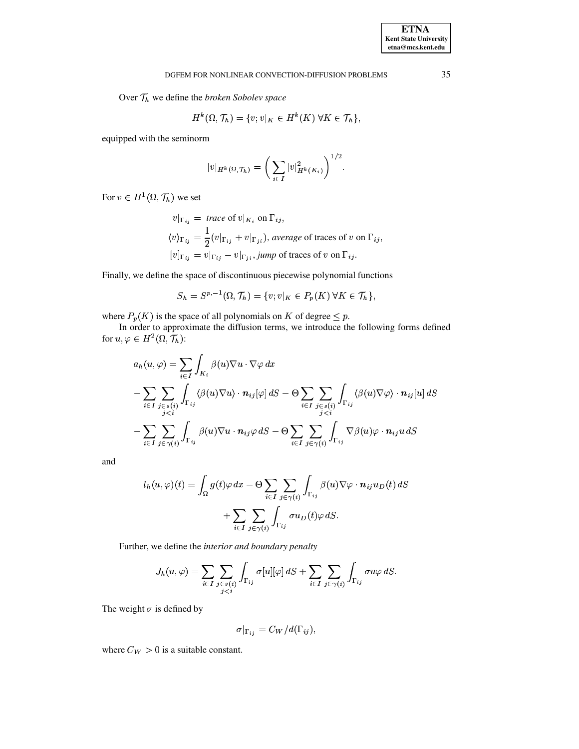Over $\mathcal{T}_h$ we define the *broken Sobolev space*

$$H^k(\Omega, \mathcal{T}_h) = \{v; v|_K \in H^k(K) \ \forall K \in \mathcal{T}_h\},$$

equipped with the seminorm

$$|v|_{H^k(\Omega,\mathcal{T}_h)} = \left( \sum_{i \in I} |v|^2_{H^k(K_i)} \right)^{1/2}.$$

For $v \in H^1(\Omega, \mathcal{T}_h)$ we set

$$\begin{aligned}
v|_{\Gamma_{ij}} &= \textit{ trace} \text{ of } v|_{K_i} \text{ on } \Gamma_{ij}, \\
\langle v \rangle_{\Gamma_{ij}} &= \frac{1}{2}(v|_{\Gamma_{ij}} + v|_{\Gamma_{ji}}), \textit{ average} \text{ of traces of } v \text{ on } \Gamma_{ij}, \\
[v]_{\Gamma_{ij}} &= v|_{\Gamma_{ij}} - v|_{\Gamma_{ji}}, \textit{jump} \text{ of traces of } v \text{ on } \Gamma_{ij}.
\end{aligned}$$

Finally, we define the space of discontinuous piecewise polynomial functions

$$S_h = S^{p,-1}(\Omega, \mathcal{T}_h) = \{v; v|_K \in P_p(K) \ \forall K \in \mathcal{T}_h\},$$

where $P_p(K)$ is the space of all polynomials on $K$ of degree $\leq p$.

In order to approximate the diffusion terms, we introduce the following forms defined for $u, \varphi \in H^2(\Omega, \mathcal{T}_h)$:

$$\begin{aligned}
a_h(u, \varphi) &= \sum_{i \in I} \int_{K_i} \beta(u) \nabla u \cdot \nabla \varphi \, dx \\
&- \sum_{i \in I} \sum_{\substack{j \in s(i) \\ j < i}} \int_{\Gamma_{ij}} \langle \beta(u) \nabla u \rangle \cdot \boldsymbol{n}_{ij} [\varphi] \, dS - \Theta \sum_{i \in I} \sum_{\substack{j \in s(i) \\ j < i}} \int_{\Gamma_{ij}} \langle \beta(u) \nabla \varphi \rangle \cdot \boldsymbol{n}_{ij} [u] \, dS \\
&- \sum_{i \in I} \sum_{j \in \gamma(i)} \int_{\Gamma_{ij}} \beta(u) \nabla u \cdot \boldsymbol{n}_{ij} \varphi \, dS - \Theta \sum_{i \in I} \sum_{j \in \gamma(i)} \int_{\Gamma_{ij}} \nabla \beta(u) \varphi \cdot \boldsymbol{n}_{ij} u \, dS
\end{aligned}$$

and

$$\begin{aligned}
l_h(u, \varphi)(t) = \int_\Omega g(t) \varphi \, dx &- \Theta \sum_{i \in I} \sum_{j \in \gamma(i)} \int_{\Gamma_{ij}} \beta(u) \nabla \varphi \cdot \boldsymbol{n}_{ij} u_D(t) \, dS \\
&+ \sum_{i \in I} \sum_{j \in \gamma(i)} \int_{\Gamma_{ij}} \sigma u_D(t) \varphi \, dS.
\end{aligned}$$

Further, we define the *interior and boundary penalty*

$$J_h(u, \varphi) = \sum_{i \in I} \sum_{\substack{j \in s(i) \\ j < i}} \int_{\Gamma_{ij}} \sigma [u][\varphi] \, dS + \sum_{i \in I} \sum_{j \in \gamma(i)} \int_{\Gamma_{ij}} \sigma u \varphi \, dS.$$

The weight $\sigma$ is defined by

$$\sigma|_{\Gamma_{ij}} = C_W / d(\Gamma_{ij}),$$

where $C_W > 0$ is a suitable constant.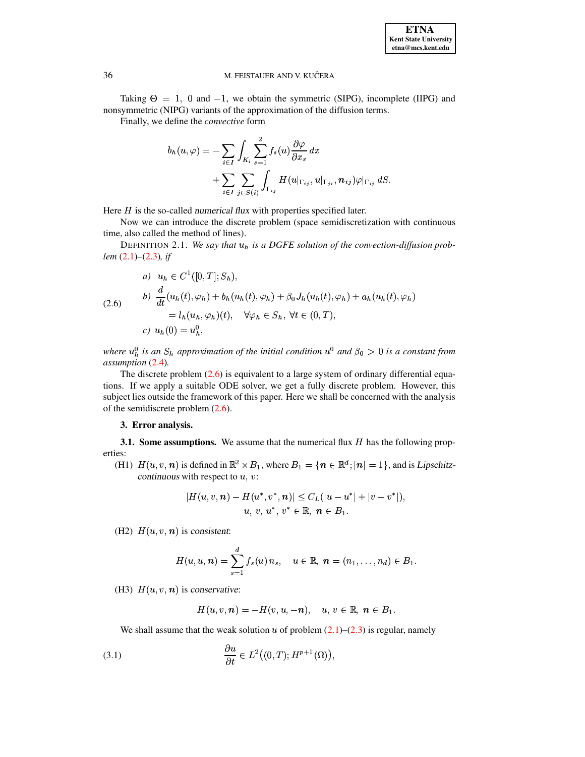Taking $\Theta = 1$, $0$ and $-1$, we obtain the symmetric (SIPG), incomplete (IIPG) and nonsymmetric (NIPG) variants of the approximation of the diffusion terms.

Finally, we define the *convective* form

$$
\begin{aligned}
b_h(u,\varphi) = &-\sum_{i\in I}\int_{K_i}\sum_{s=1}^{2} f_s(u)\frac{\partial \varphi}{\partial x_s}\,dx \\
&+\sum_{i\in I}\sum_{j\in S(i)}\int_{\Gamma_{ij}} H(u|_{\Gamma_{ij}}, u|_{\Gamma_{ji}}, \boldsymbol{n}_{ij})\varphi|_{\Gamma_{ij}}\,dS.
\end{aligned}
$$

Here $H$ is the so-called *numerical flux* with properties specified later.

Now we can introduce the discrete problem (space semidiscretization with continuous time, also called the method of lines).

DEFINITION 2.1. *We say that $u_h$ is a DGFE solution of the convection-diffusion problem* (2.1)–(2.3)*, if*

$$
\begin{aligned}
&a)\;\; u_h \in C^1([0,T];S_h), \\
&b)\;\; \frac{d}{dt}(u_h(t),\varphi_h) + b_h(u_h(t),\varphi_h) + \beta_0 J_h(u_h(t),\varphi_h) + a_h(u_h(t),\varphi_h) \\
&\qquad = l_h(u_h,\varphi_h)(t), \quad \forall \varphi_h \in S_h,\ \forall t\in(0,T), \\
&c)\;\; u_h(0) = u_h^0,
\end{aligned}
\tag{2.6}
$$

*where $u_h^0$ is an $S_h$ approximation of the initial condition $u^0$ and $\beta_0 > 0$ is a constant from assumption* (2.4).

The discrete problem (2.6) is equivalent to a large system of ordinary differential equations. If we apply a suitable ODE solver, we get a fully discrete problem. However, this subject lies outside the framework of this paper. Here we shall be concerned with the analysis of the semidiscrete problem (2.6).

## 3. Error analysis.

**3.1. Some assumptions.** We assume that the numerical flux $H$ has the following properties:

(H1) $H(u,v,\boldsymbol{n})$ is defined in $\mathbb{R}^2\times B_1$, where $B_1 = \{\boldsymbol{n}\in\mathbb{R}^d; |\boldsymbol{n}| = 1\}$, and is *Lipschitz-continuous* with respect to $u$, $v$:

$$
\begin{aligned}
|H(u,v,\boldsymbol{n}) - H(u^*,v^*,\boldsymbol{n})| \le C_L(|u-u^*| + |v-v^*|), \\
u,\ v,\ u^*,\ v^* \in \mathbb{R},\ \boldsymbol{n}\in B_1.
\end{aligned}
$$

(H2) $H(u,v,\boldsymbol{n})$ is *consistent*:

$$
H(u,u,\boldsymbol{n}) = \sum_{s=1}^{d} f_s(u)\,n_s, \quad u\in\mathbb{R},\ \boldsymbol{n} = (n_1,\dots,n_d)\in B_1.
$$

(H3) $H(u,v,\boldsymbol{n})$ is *conservative*:

$$
H(u,v,\boldsymbol{n}) = -H(v,u,-\boldsymbol{n}), \quad u,\ v\in\mathbb{R},\ \boldsymbol{n}\in B_1.
$$

We shall assume that the weak solution $u$ of problem (2.1)–(2.3) is regular, namely

$$
\frac{\partial u}{\partial t} \in L^2\big((0,T);H^{p+1}(\Omega)\big),
\tag{3.1}
$$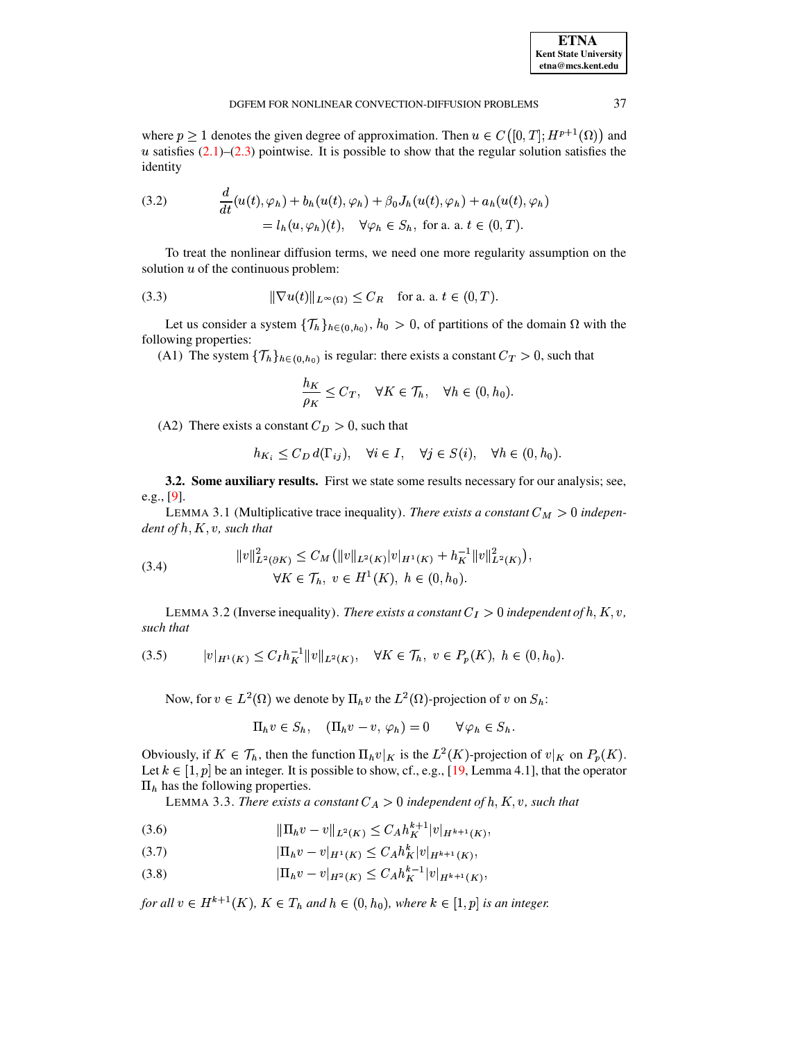where $p \geq 1$ denotes the given degree of approximation. Then $u \in C([0,T]; H^{p+1}(\Omega))$ and $u$ satisfies (2.1)–(2.3) pointwise. It is possible to show that the regular solution satisfies the identity

$$\frac{d}{dt}(u(t), \varphi_h) + b_h(u(t), \varphi_h) + \beta_0 J_h(u(t), \varphi_h) + a_h(u(t), \varphi_h) = l_h(u, \varphi_h)(t), \quad \forall \varphi_h \in S_h, \text{ for a. a. } t \in (0,T). \tag{3.2}$$

To treat the nonlinear diffusion terms, we need one more regularity assumption on the solution $u$ of the continuous problem:

$$\|\nabla u(t)\|_{L^\infty(\Omega)} \leq C_R \quad \text{for a. a. } t \in (0,T). \tag{3.3}$$

Let us consider a system $\{\mathcal{T}_h\}_{h \in (0,h_0)}$, $h_0 > 0$, of partitions of the domain $\Omega$ with the following properties:

(A1) The system $\{\mathcal{T}_h\}_{h \in (0,h_0)}$ is regular: there exists a constant $C_T > 0$, such that

$$\frac{h_K}{\rho_K} \leq C_T, \quad \forall K \in \mathcal{T}_h, \quad \forall h \in (0,h_0).$$

(A2) There exists a constant $C_D > 0$, such that

$$h_{K_i} \leq C_D\, d(\Gamma_{ij}), \quad \forall i \in I, \quad \forall j \in S(i), \quad \forall h \in (0,h_0).$$

**3.2. Some auxiliary results.** First we state some results necessary for our analysis; see, e.g., [9].

LEMMA 3.1 (Multiplicative trace inequality). *There exists a constant $C_M > 0$ independent of $h, K, v$, such that*

$$\|v\|^2_{L^2(\partial K)} \leq C_M \left( \|v\|_{L^2(K)} |v|_{H^1(K)} + h_K^{-1} \|v\|^2_{L^2(K)} \right), \quad \forall K \in \mathcal{T}_h, \ v \in H^1(K), \ h \in (0,h_0). \tag{3.4}$$

LEMMA 3.2 (Inverse inequality). *There exists a constant $C_I > 0$ independent of $h, K, v$, such that*

$$|v|_{H^1(K)} \leq C_I h_K^{-1} \|v\|_{L^2(K)}, \quad \forall K \in \mathcal{T}_h, \ v \in P_p(K), \ h \in (0,h_0). \tag{3.5}$$

Now, for $v \in L^2(\Omega)$ we denote by $\Pi_h v$ the $L^2(\Omega)$-projection of $v$ on $S_h$:

$$\Pi_h v \in S_h, \quad (\Pi_h v - v, \varphi_h) = 0 \qquad \forall \varphi_h \in S_h.$$

Obviously, if $K \in \mathcal{T}_h$, then the function $\Pi_h v|_K$ is the $L^2(K)$-projection of $v|_K$ on $P_p(K)$. Let $k \in [1,p]$ be an integer. It is possible to show, cf., e.g., [19, Lemma 4.1], that the operator $\Pi_h$ has the following properties.

LEMMA 3.3. *There exists a constant $C_A > 0$ independent of $h, K, v$, such that*

$$\|\Pi_h v - v\|_{L^2(K)} \leq C_A h_K^{k+1} |v|_{H^{k+1}(K)}, \tag{3.6}$$

$$|\Pi_h v - v|_{H^1(K)} \leq C_A h_K^{k} |v|_{H^{k+1}(K)}, \tag{3.7}$$

$$|\Pi_h v - v|_{H^2(K)} \leq C_A h_K^{k-1} |v|_{H^{k+1}(K)}, \tag{3.8}$$

*for all $v \in H^{k+1}(K)$, $K \in T_h$ and $h \in (0,h_0)$, where $k \in [1,p]$ is an integer.*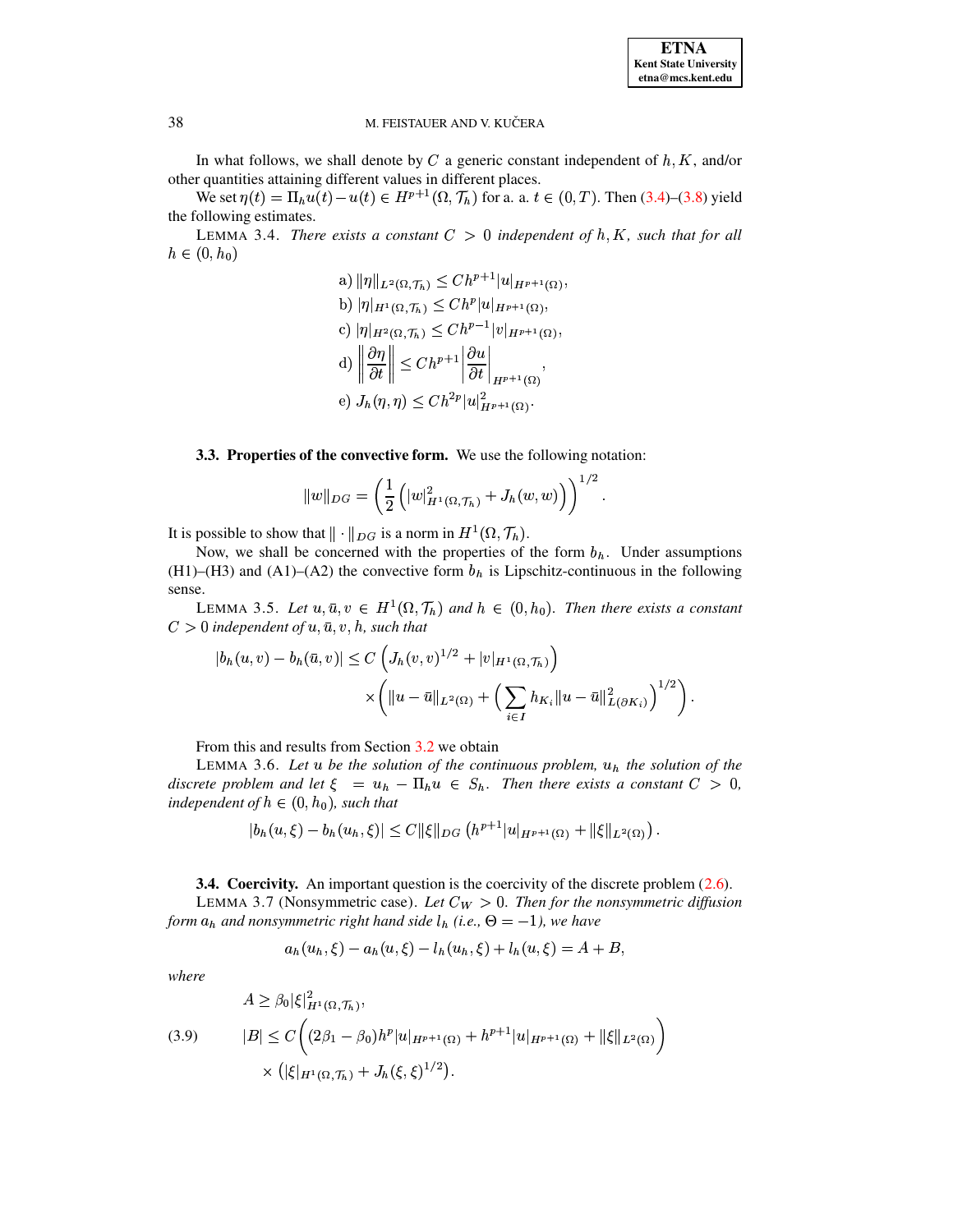In what follows, we shall denote by $C$ a generic constant independent of $h, K$, and/or other quantities attaining different values in different places.

We set $\eta(t) = \Pi_h u(t) - u(t) \in H^{p+1}(\Omega, \mathcal{T}_h)$ for a. a. $t \in (0,T)$. Then (3.4)–(3.8) yield the following estimates.

LEMMA 3.4. *There exists a constant $C > 0$ independent of $h, K$, such that for all $h \in (0, h_0)$*

$$
\begin{aligned}
&\text{a) } \|\eta\|_{L^2(\Omega,\mathcal{T}_h)} \le C h^{p+1} |u|_{H^{p+1}(\Omega)},\\
&\text{b) } |\eta|_{H^1(\Omega,\mathcal{T}_h)} \le C h^{p} |u|_{H^{p+1}(\Omega)},\\
&\text{c) } |\eta|_{H^2(\Omega,\mathcal{T}_h)} \le C h^{p-1} |v|_{H^{p+1}(\Omega)},\\
&\text{d) } \left\|\frac{\partial \eta}{\partial t}\right\| \le C h^{p+1} \left|\frac{\partial u}{\partial t}\right|_{H^{p+1}(\Omega)},\\
&\text{e) } J_h(\eta,\eta) \le C h^{2p} |u|^2_{H^{p+1}(\Omega)}.
\end{aligned}
$$

**3.3. Properties of the convective form.** We use the following notation:

$$
\|w\|_{DG} = \left(\frac{1}{2}\left(|w|^2_{H^1(\Omega,\mathcal{T}_h)} + J_h(w,w)\right)\right)^{1/2}.
$$

It is possible to show that $\|\cdot\|_{DG}$ is a norm in $H^1(\Omega, \mathcal{T}_h)$.

Now, we shall be concerned with the properties of the form $b_h$. Under assumptions (H1)–(H3) and (A1)–(A2) the convective form $b_h$ is Lipschitz-continuous in the following sense.

LEMMA 3.5. *Let $u, \bar{u}, v \in H^1(\Omega, \mathcal{T}_h)$ and $h \in (0, h_0)$. Then there exists a constant $C > 0$ independent of $u, \bar{u}, v, h$, such that*

$$
\begin{aligned}
|b_h(u,v) - b_h(\bar{u},v)| \le C &\left(J_h(v,v)^{1/2} + |v|_{H^1(\Omega,\mathcal{T}_h)}\right)\\
&\times \left(\|u-\bar{u}\|_{L^2(\Omega)} + \Big(\sum_{i\in I} h_{K_i} \|u-\bar{u}\|^2_{L(\partial K_i)}\Big)^{1/2}\right).
\end{aligned}
$$

From this and results from Section 3.2 we obtain

LEMMA 3.6. *Let $u$ be the solution of the continuous problem, $u_h$ the solution of the discrete problem and let $\xi = u_h - \Pi_h u \in S_h$. Then there exists a constant $C > 0$, independent of $h \in (0, h_0)$, such that*

$$
|b_h(u,\xi) - b_h(u_h,\xi)| \le C\|\xi\|_{DG}\left(h^{p+1}|u|_{H^{p+1}(\Omega)} + \|\xi\|_{L^2(\Omega)}\right).
$$

**3.4. Coercivity.** An important question is the coercivity of the discrete problem (2.6).

LEMMA 3.7 (Nonsymmetric case). *Let $C_W > 0$. Then for the nonsymmetric diffusion form $a_h$ and nonsymmetric right hand side $l_h$ (i.e., $\Theta = -1$), we have*

$$
a_h(u_h,\xi) - a_h(u,\xi) - l_h(u_h,\xi) + l_h(u,\xi) = A + B,
$$

*where*

$$
\begin{aligned}
&A \ge \beta_0 |\xi|^2_{H^1(\Omega,\mathcal{T}_h)},\\
&|B| \le C\Big((2\beta_1 - \beta_0)h^p|u|_{H^{p+1}(\Omega)} + h^{p+1}|u|_{H^{p+1}(\Omega)} + \|\xi\|_{L^2(\Omega)}\Big) \qquad (3.9)\\
&\qquad \times \left(|\xi|_{H^1(\Omega,\mathcal{T}_h)} + J_h(\xi,\xi)^{1/2}\right).
\end{aligned}
$$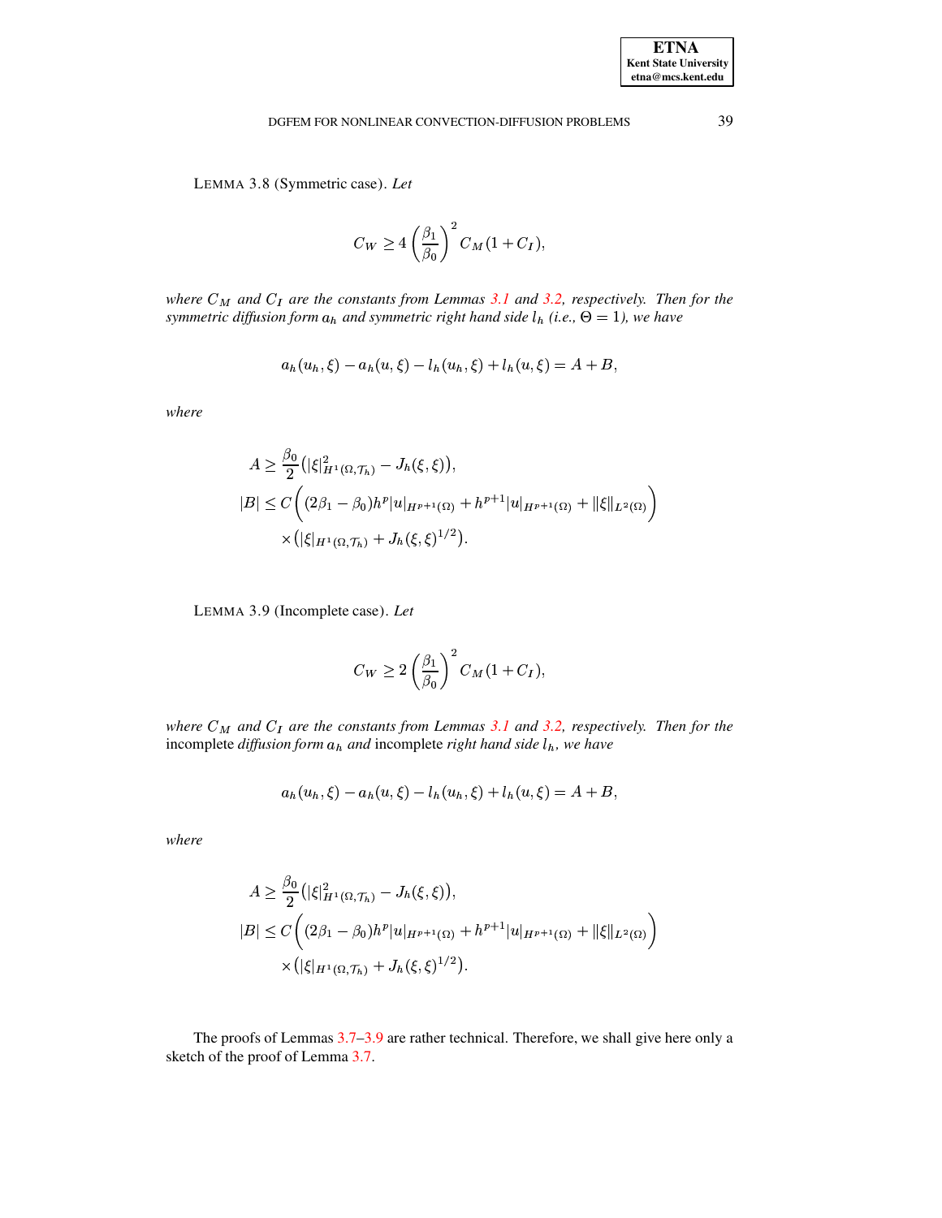LEMMA 3.8 (Symmetric case). *Let*

$$C_W \geq 4\left(\frac{\beta_1}{\beta_0}\right)^2 C_M(1+C_I),$$

*where $C_M$ and $C_I$ are the constants from Lemmas 3.1 and 3.2, respectively. Then for the symmetric diffusion form $a_h$ and symmetric right hand side $l_h$ (i.e., $\Theta = 1$), we have*

$$a_h(u_h,\xi) - a_h(u,\xi) - l_h(u_h,\xi) + l_h(u,\xi) = A + B,$$

*where*

$$\begin{aligned}
A &\geq \frac{\beta_0}{2}\left(|\xi|^2_{H^1(\Omega,\mathcal{T}_h)} - J_h(\xi,\xi)\right),\\
|B| &\leq C\bigg((2\beta_1-\beta_0)h^p|u|_{H^{p+1}(\Omega)} + h^{p+1}|u|_{H^{p+1}(\Omega)} + \|\xi\|_{L^2(\Omega)}\bigg)\\
&\quad\times\left(|\xi|_{H^1(\Omega,\mathcal{T}_h)} + J_h(\xi,\xi)^{1/2}\right).
\end{aligned}$$

LEMMA 3.9 (Incomplete case). *Let*

$$C_W \geq 2\left(\frac{\beta_1}{\beta_0}\right)^2 C_M(1+C_I),$$

*where $C_M$ and $C_I$ are the constants from Lemmas 3.1 and 3.2, respectively. Then for the* incomplete *diffusion form $a_h$ and* incomplete *right hand side $l_h$, we have*

$$a_h(u_h,\xi) - a_h(u,\xi) - l_h(u_h,\xi) + l_h(u,\xi) = A + B,$$

*where*

$$\begin{aligned}
A &\geq \frac{\beta_0}{2}\left(|\xi|^2_{H^1(\Omega,\mathcal{T}_h)} - J_h(\xi,\xi)\right),\\
|B| &\leq C\bigg((2\beta_1-\beta_0)h^p|u|_{H^{p+1}(\Omega)} + h^{p+1}|u|_{H^{p+1}(\Omega)} + \|\xi\|_{L^2(\Omega)}\bigg)\\
&\quad\times\left(|\xi|_{H^1(\Omega,\mathcal{T}_h)} + J_h(\xi,\xi)^{1/2}\right).
\end{aligned}$$

The proofs of Lemmas 3.7–3.9 are rather technical. Therefore, we shall give here only a sketch of the proof of Lemma 3.7.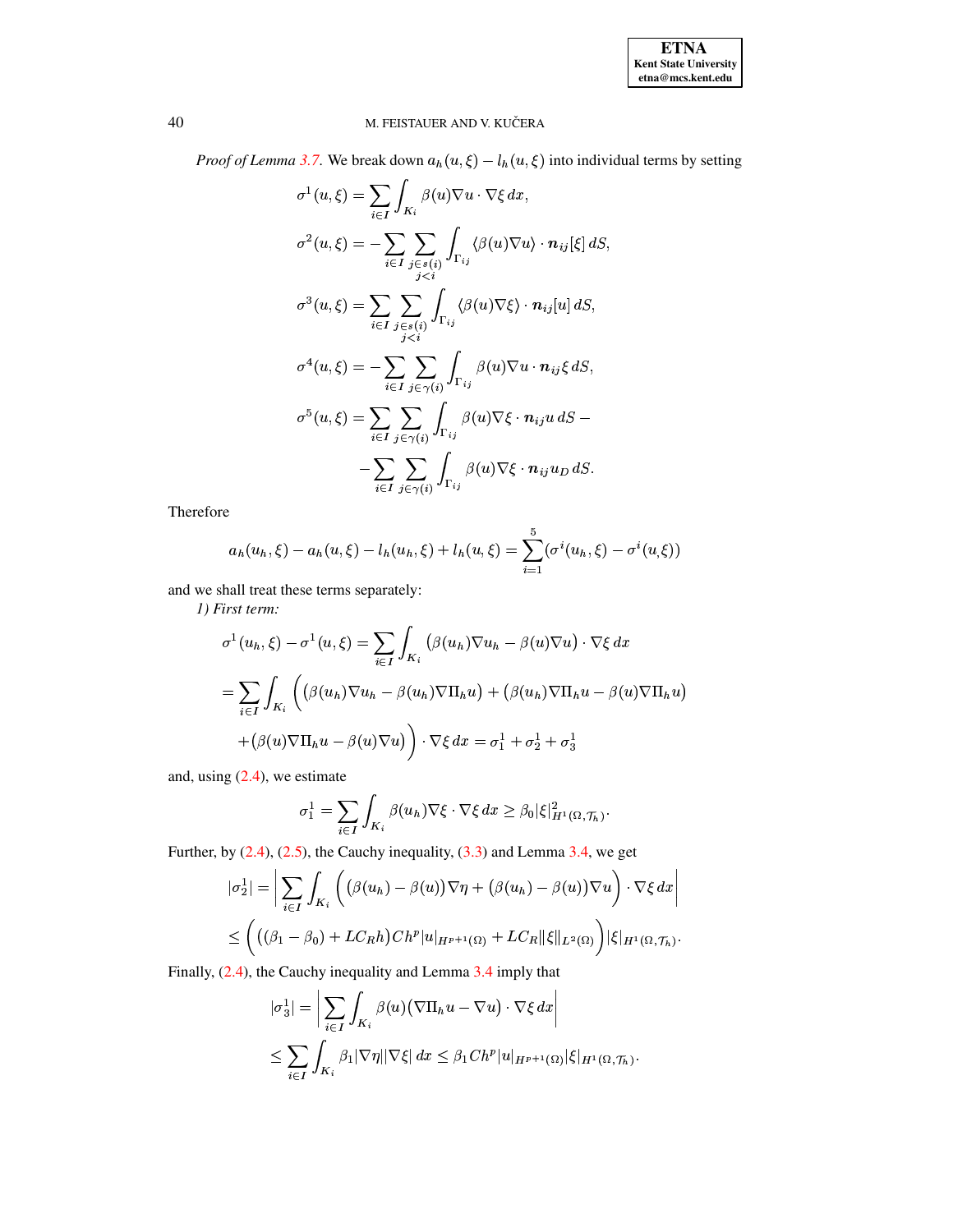*Proof of Lemma 3.7.* We break down $a_h(u,\xi) - l_h(u,\xi)$ into individual terms by setting

$$\sigma^1(u,\xi) = \sum_{i\in I} \int_{K_i} \beta(u)\nabla u \cdot \nabla \xi \, dx,$$

$$\sigma^2(u,\xi) = -\sum_{i\in I} \sum_{\substack{j\in s(i)\\ j<i}} \int_{\Gamma_{ij}} \langle \beta(u)\nabla u\rangle \cdot \boldsymbol{n}_{ij}[\xi] \, dS,$$

$$\sigma^3(u,\xi) = \sum_{i\in I} \sum_{\substack{j\in s(i)\\ j<i}} \int_{\Gamma_{ij}} \langle \beta(u)\nabla \xi\rangle \cdot \boldsymbol{n}_{ij}[u] \, dS,$$

$$\sigma^4(u,\xi) = -\sum_{i\in I} \sum_{j\in \gamma(i)} \int_{\Gamma_{ij}} \beta(u)\nabla u \cdot \boldsymbol{n}_{ij} \xi \, dS,$$

$$\sigma^5(u,\xi) = \sum_{i\in I} \sum_{j\in \gamma(i)} \int_{\Gamma_{ij}} \beta(u)\nabla \xi \cdot \boldsymbol{n}_{ij} u \, dS - \\ -\sum_{i\in I} \sum_{j\in \gamma(i)} \int_{\Gamma_{ij}} \beta(u)\nabla \xi \cdot \boldsymbol{n}_{ij} u_D \, dS.$$

Therefore

$$a_h(u_h,\xi) - a_h(u,\xi) - l_h(u_h,\xi) + l_h(u,\xi) = \sum_{i=1}^{5} (\sigma^i(u_h,\xi) - \sigma^i(u,\xi))$$

and we shall treat these terms separately:

*1) First term:*

$$\sigma^1(u_h,\xi) - \sigma^1(u,\xi) = \sum_{i\in I} \int_{K_i} \big(\beta(u_h)\nabla u_h - \beta(u)\nabla u\big) \cdot \nabla \xi \, dx$$

$$= \sum_{i\in I} \int_{K_i} \Big( \big(\beta(u_h)\nabla u_h - \beta(u_h)\nabla \Pi_h u\big) + \big(\beta(u_h)\nabla \Pi_h u - \beta(u)\nabla \Pi_h u\big) \\ + \big(\beta(u)\nabla \Pi_h u - \beta(u)\nabla u\big) \Big) \cdot \nabla \xi \, dx = \sigma_1^1 + \sigma_2^1 + \sigma_3^1$$

and, using (2.4), we estimate

$$\sigma_1^1 = \sum_{i\in I} \int_{K_i} \beta(u_h)\nabla \xi \cdot \nabla \xi \, dx \geq \beta_0 |\xi|^2_{H^1(\Omega,\mathcal{T}_h)}.$$

Further, by (2.4), (2.5), the Cauchy inequality, (3.3) and Lemma 3.4, we get

$$|\sigma_2^1| = \left| \sum_{i\in I} \int_{K_i} \Big( \big(\beta(u_h) - \beta(u)\big)\nabla \eta + \big(\beta(u_h) - \beta(u)\big)\nabla u \Big) \cdot \nabla \xi \, dx \right|$$

$$\leq \Big( \big((\beta_1 - \beta_0) + LC_R h\big) C h^p |u|_{H^{p+1}(\Omega)} + LC_R \|\xi\|_{L^2(\Omega)} \Big) |\xi|_{H^1(\Omega,\mathcal{T}_h)}.$$

Finally, (2.4), the Cauchy inequality and Lemma 3.4 imply that

$$|\sigma_3^1| = \left| \sum_{i\in I} \int_{K_i} \beta(u)\big(\nabla \Pi_h u - \nabla u\big) \cdot \nabla \xi \, dx \right|$$

$$\leq \sum_{i\in I} \int_{K_i} \beta_1 |\nabla \eta| |\nabla \xi| \, dx \leq \beta_1 C h^p |u|_{H^{p+1}(\Omega)} |\xi|_{H^1(\Omega,\mathcal{T}_h)}.$$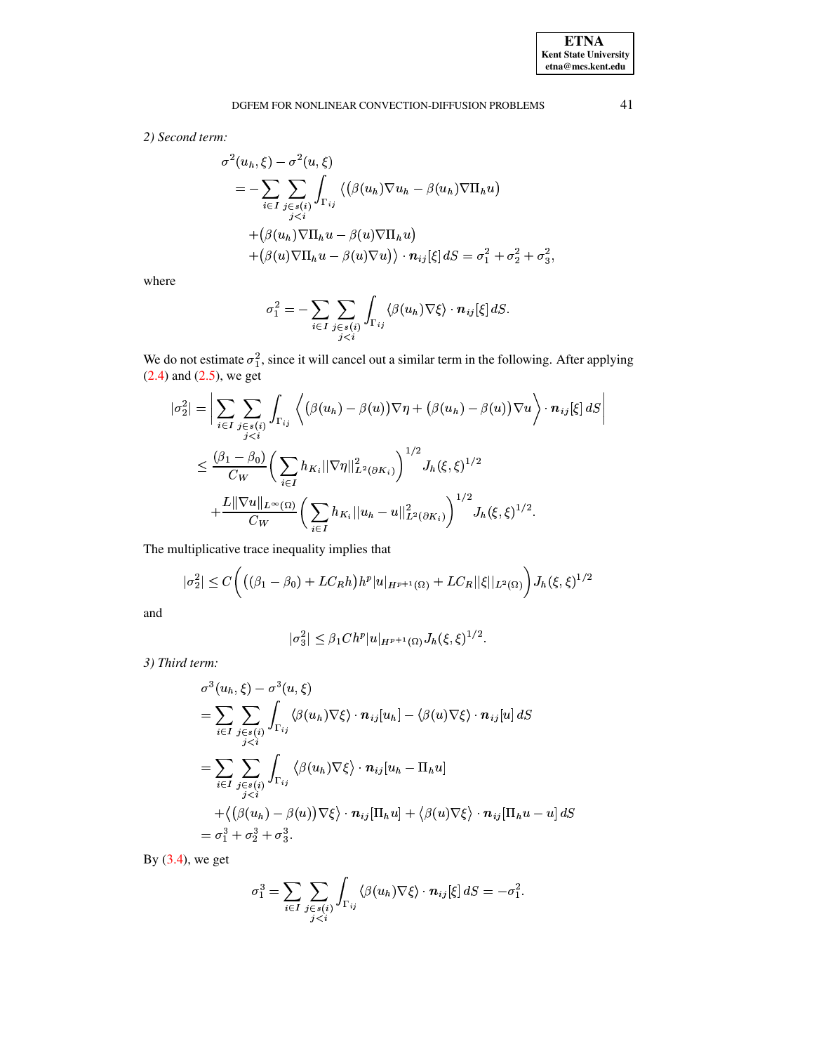*2) Second term:*

$$
\begin{aligned}
&\sigma^2(u_h,\xi) - \sigma^2(u,\xi) \\
&\quad = -\sum_{i\in I}\sum_{\substack{j\in s(i)\\ j<i}} \int_{\Gamma_{ij}} \big\langle \big(\beta(u_h)\nabla u_h - \beta(u_h)\nabla \Pi_h u\big) \\
&\qquad + \big(\beta(u_h)\nabla \Pi_h u - \beta(u)\nabla \Pi_h u\big) \\
&\qquad + \big(\beta(u)\nabla \Pi_h u - \beta(u)\nabla u\big)\big\rangle \cdot \boldsymbol{n}_{ij}[\xi]\, dS = \sigma_1^2 + \sigma_2^2 + \sigma_3^2,
\end{aligned}
$$

where

$$
\sigma_1^2 = -\sum_{i\in I}\sum_{\substack{j\in s(i)\\ j<i}} \int_{\Gamma_{ij}} \langle \beta(u_h)\nabla \xi\rangle \cdot \boldsymbol{n}_{ij}[\xi]\, dS.
$$

We do not estimate $\sigma_1^2$, since it will cancel out a similar term in the following. After applying (2.4) and (2.5), we get

$$
\begin{aligned}
|\sigma_2^2| &= \left| \sum_{i\in I}\sum_{\substack{j\in s(i)\\ j<i}} \int_{\Gamma_{ij}} \Big\langle \big(\beta(u_h) - \beta(u)\big)\nabla \eta + \big(\beta(u_h)-\beta(u)\big)\nabla u \Big\rangle \cdot \boldsymbol{n}_{ij}[\xi]\, dS \right| \\
&\le \frac{(\beta_1 - \beta_0)}{C_W} \left( \sum_{i\in I} h_{K_i} \|\nabla \eta\|^2_{L^2(\partial K_i)} \right)^{1/2} J_h(\xi,\xi)^{1/2} \\
&\quad + \frac{L\|\nabla u\|_{L^\infty(\Omega)}}{C_W} \left( \sum_{i\in I} h_{K_i} \|u_h - u\|^2_{L^2(\partial K_i)} \right)^{1/2} J_h(\xi,\xi)^{1/2}.
\end{aligned}
$$

The multiplicative trace inequality implies that

$$
|\sigma_2^2| \le C\bigg( \big((\beta_1 - \beta_0) + LC_R h\big) h^p |u|_{H^{p+1}(\Omega)} + LC_R \|\xi\|_{L^2(\Omega)} \bigg) J_h(\xi,\xi)^{1/2}
$$

and

$$
|\sigma_3^2| \le \beta_1 C h^p |u|_{H^{p+1}(\Omega)} J_h(\xi,\xi)^{1/2}.
$$

*3) Third term:*

$$
\begin{aligned}
&\sigma^3(u_h,\xi) - \sigma^3(u,\xi) \\
&= \sum_{i\in I}\sum_{\substack{j\in s(i)\\ j<i}} \int_{\Gamma_{ij}} \langle \beta(u_h)\nabla \xi\rangle \cdot \boldsymbol{n}_{ij}[u_h] - \langle \beta(u)\nabla \xi\rangle \cdot \boldsymbol{n}_{ij}[u]\, dS \\
&= \sum_{i\in I}\sum_{\substack{j\in s(i)\\ j<i}} \int_{\Gamma_{ij}} \big\langle \beta(u_h)\nabla \xi\big\rangle \cdot \boldsymbol{n}_{ij}[u_h - \Pi_h u] \\
&\quad + \big\langle \big(\beta(u_h) - \beta(u)\big)\nabla \xi\big\rangle \cdot \boldsymbol{n}_{ij}[\Pi_h u] + \big\langle \beta(u)\nabla \xi\big\rangle \cdot \boldsymbol{n}_{ij}[\Pi_h u - u]\, dS \\
&= \sigma_1^3 + \sigma_2^3 + \sigma_3^3.
\end{aligned}
$$

By (3.4), we get

$$
\sigma_1^3 = \sum_{i\in I}\sum_{\substack{j\in s(i)\\ j<i}} \int_{\Gamma_{ij}} \langle \beta(u_h)\nabla \xi\rangle \cdot \boldsymbol{n}_{ij}[\xi]\, dS = -\sigma_1^2.
$$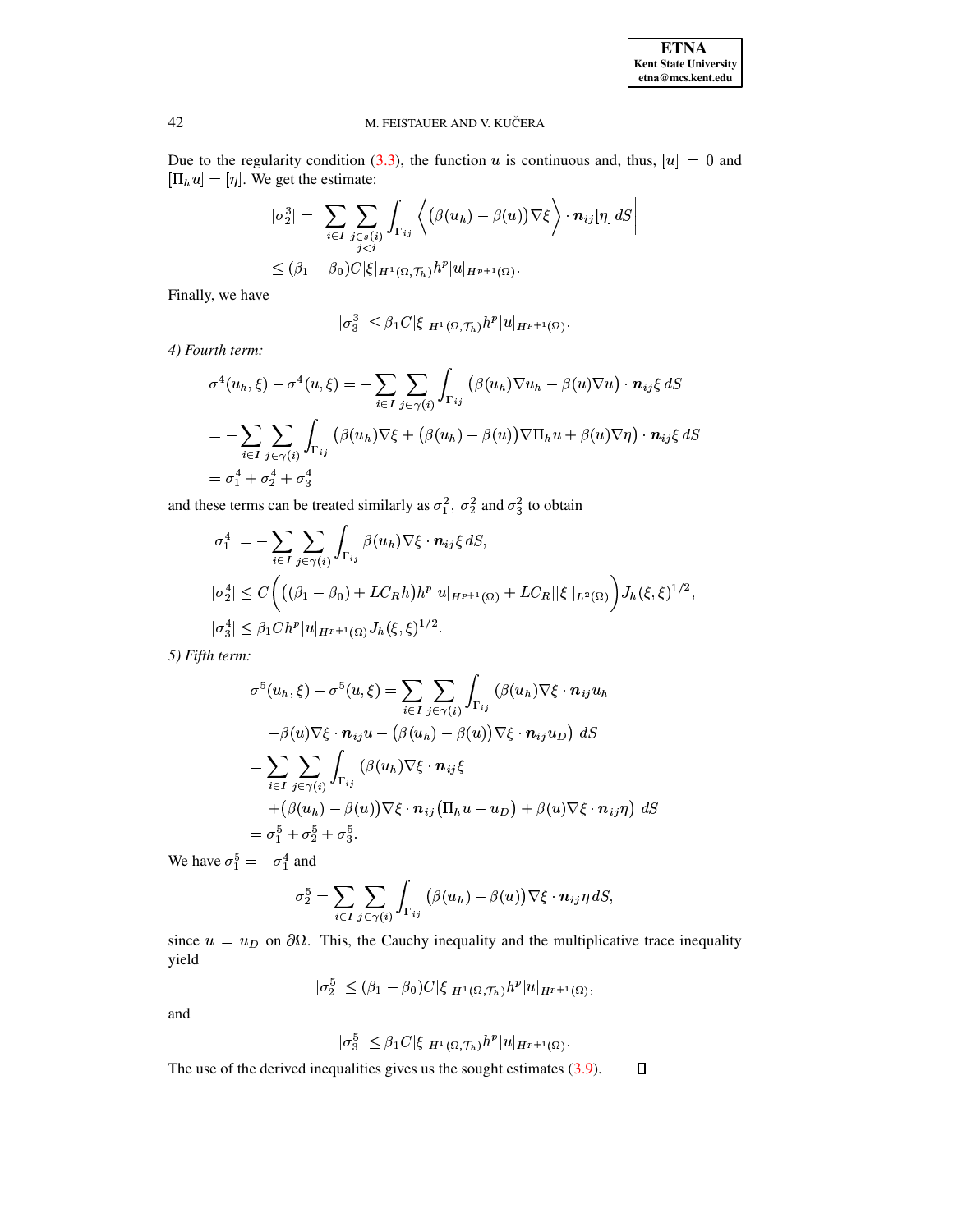Due to the regularity condition (3.3), the function $u$ is continuous and, thus, $[u] = 0$ and $[\Pi_h u] = [\eta]$. We get the estimate:

$$
\begin{aligned}
|\sigma_2^3| &= \left| \sum_{i \in I} \sum_{\substack{j \in s(i) \\ j < i}} \int_{\Gamma_{ij}} \left\langle \big(\beta(u_h) - \beta(u)\big) \nabla \xi \right\rangle \cdot \boldsymbol{n}_{ij} [\eta] \, dS \right| \\
&\leq (\beta_1 - \beta_0) C |\xi|_{H^1(\Omega, \mathcal{T}_h)} h^p |u|_{H^{p+1}(\Omega)}.
\end{aligned}
$$

Finally, we have

$$
|\sigma_3^3| \leq \beta_1 C |\xi|_{H^1(\Omega, \mathcal{T}_h)} h^p |u|_{H^{p+1}(\Omega)}.
$$

*4) Fourth term:*

$$
\begin{aligned}
\sigma^4(u_h, \xi) - \sigma^4(u, \xi) &= -\sum_{i \in I} \sum_{j \in \gamma(i)} \int_{\Gamma_{ij}} \big(\beta(u_h) \nabla u_h - \beta(u) \nabla u\big) \cdot \boldsymbol{n}_{ij} \xi \, dS \\
= -\sum_{i \in I} \sum_{j \in \gamma(i)} &\int_{\Gamma_{ij}} \big(\beta(u_h) \nabla \xi + \big(\beta(u_h) - \beta(u)\big) \nabla \Pi_h u + \beta(u) \nabla \eta\big) \cdot \boldsymbol{n}_{ij} \xi \, dS \\
= \sigma_1^4 + \sigma_2^4 + \sigma_3^4 &
\end{aligned}
$$

and these terms can be treated similarly as $\sigma_1^2$, $\sigma_2^2$ and $\sigma_3^2$ to obtain

$$
\begin{aligned}
\sigma_1^4 \; &= -\sum_{i \in I} \sum_{j \in \gamma(i)} \int_{\Gamma_{ij}} \beta(u_h) \nabla \xi \cdot \boldsymbol{n}_{ij} \xi \, dS, \\
|\sigma_2^4| &\leq C \bigg( \big( (\beta_1 - \beta_0) + L C_R h \big) h^p |u|_{H^{p+1}(\Omega)} + L C_R ||\xi||_{L^2(\Omega)} \bigg) J_h(\xi, \xi)^{1/2}, \\
|\sigma_3^4| &\leq \beta_1 C h^p |u|_{H^{p+1}(\Omega)} J_h(\xi, \xi)^{1/2}.
\end{aligned}
$$

*5) Fifth term:*

$$
\begin{aligned}
\sigma^5(u_h, \xi) - \sigma^5(u, \xi) &= \sum_{i \in I} \sum_{j \in \gamma(i)} \int_{\Gamma_{ij}} \big(\beta(u_h) \nabla \xi \cdot \boldsymbol{n}_{ij} u_h \\
&\quad - \beta(u) \nabla \xi \cdot \boldsymbol{n}_{ij} u - \big(\beta(u_h) - \beta(u)\big) \nabla \xi \cdot \boldsymbol{n}_{ij} u_D \big) \; dS \\
&= \sum_{i \in I} \sum_{j \in \gamma(i)} \int_{\Gamma_{ij}} \big(\beta(u_h) \nabla \xi \cdot \boldsymbol{n}_{ij} \xi \\
&\quad + \big(\beta(u_h) - \beta(u)\big) \nabla \xi \cdot \boldsymbol{n}_{ij} \big(\Pi_h u - u_D\big) + \beta(u) \nabla \xi \cdot \boldsymbol{n}_{ij} \eta \big) \; dS \\
&= \sigma_1^5 + \sigma_2^5 + \sigma_3^5.
\end{aligned}
$$

We have $\sigma_1^5 = -\sigma_1^4$ and

$$
\sigma_2^5 = \sum_{i \in I} \sum_{j \in \gamma(i)} \int_{\Gamma_{ij}} \big(\beta(u_h) - \beta(u)\big) \nabla \xi \cdot \boldsymbol{n}_{ij} \eta \, dS,
$$

since $u = u_D$ on $\partial\Omega$. This, the Cauchy inequality and the multiplicative trace inequality yield

$$
|\sigma_2^5| \leq (\beta_1 - \beta_0) C |\xi|_{H^1(\Omega, \mathcal{T}_h)} h^p |u|_{H^{p+1}(\Omega)},
$$

and

$$
|\sigma_3^5| \leq \beta_1 C |\xi|_{H^1(\Omega, \mathcal{T}_h)} h^p |u|_{H^{p+1}(\Omega)}.
$$

The use of the derived inequalities gives us the sought estimates (3.9). $\square$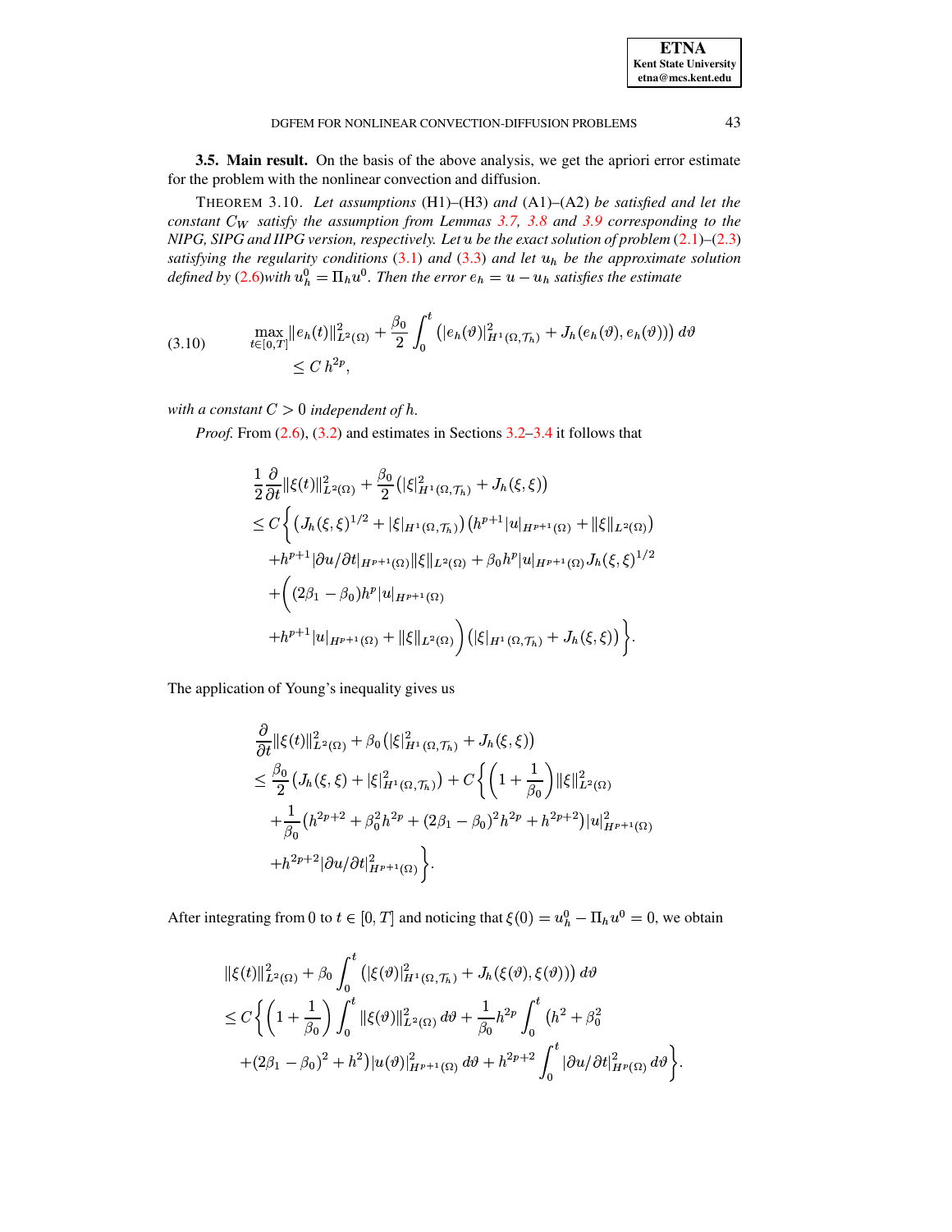**3.5. Main result.** On the basis of the above analysis, we get the apriori error estimate for the problem with the nonlinear convection and diffusion.

THEOREM 3.10. *Let assumptions* (H1)–(H3) *and* (A1)–(A2) *be satisfied and let the constant $C_W$ satisfy the assumption from Lemmas 3.7, 3.8 and 3.9 corresponding to the NIPG, SIPG and IIPG version, respectively. Let $u$ be the exact solution of problem* (2.1)–(2.3) *satisfying the regularity conditions* (3.1) *and* (3.3) *and let $u_h$ be the approximate solution defined by* (2.6)*with $u_h^0 = \Pi_h u^0$. Then the error $e_h = u - u_h$ satisfies the estimate*

$$
\begin{aligned}
(3.10) \qquad & \max_{t\in[0,T]} \|e_h(t)\|^2_{L^2(\Omega)} + \frac{\beta_0}{2}\int_0^t \left( |e_h(\vartheta)|^2_{H^1(\Omega,\mathcal{T}_h)} + J_h(e_h(\vartheta), e_h(\vartheta)) \right) d\vartheta \\
& \quad \leq C\, h^{2p},
\end{aligned}
$$

*with a constant $C > 0$ independent of $h$.*

*Proof.* From (2.6), (3.2) and estimates in Sections 3.2–3.4 it follows that

$$
\begin{aligned}
& \frac{1}{2}\frac{\partial}{\partial t}\|\xi(t)\|^2_{L^2(\Omega)} + \frac{\beta_0}{2}\left(|\xi|^2_{H^1(\Omega,\mathcal{T}_h)} + J_h(\xi,\xi)\right) \\
& \leq C\Big\{ \left(J_h(\xi,\xi)^{1/2} + |\xi|_{H^1(\Omega,\mathcal{T}_h)}\right)\left(h^{p+1}|u|_{H^{p+1}(\Omega)} + \|\xi\|_{L^2(\Omega)}\right) \\
& \quad + h^{p+1}|\partial u/\partial t|_{H^{p+1}(\Omega)}\|\xi\|_{L^2(\Omega)} + \beta_0 h^p |u|_{H^{p+1}(\Omega)} J_h(\xi,\xi)^{1/2} \\
& \quad + \Big( (2\beta_1 - \beta_0) h^p |u|_{H^{p+1}(\Omega)} \\
& \quad + h^{p+1}|u|_{H^{p+1}(\Omega)} + \|\xi\|_{L^2(\Omega)} \Big) \left( |\xi|_{H^1(\Omega,\mathcal{T}_h)} + J_h(\xi,\xi)\right) \Big\}.
\end{aligned}
$$

The application of Young's inequality gives us

$$
\begin{aligned}
& \frac{\partial}{\partial t}\|\xi(t)\|^2_{L^2(\Omega)} + \beta_0\left(|\xi|^2_{H^1(\Omega,\mathcal{T}_h)} + J_h(\xi,\xi)\right) \\
& \leq \frac{\beta_0}{2}\left(J_h(\xi,\xi) + |\xi|^2_{H^1(\Omega,\mathcal{T}_h)}\right) + C\Big\{ \left(1 + \frac{1}{\beta_0}\right)\|\xi\|^2_{L^2(\Omega)} \\
& \quad + \frac{1}{\beta_0}\left(h^{2p+2} + \beta_0^2 h^{2p} + (2\beta_1 - \beta_0)^2 h^{2p} + h^{2p+2}\right)|u|^2_{H^{p+1}(\Omega)} \\
& \quad + h^{2p+2}|\partial u/\partial t|^2_{H^{p+1}(\Omega)} \Big\}.
\end{aligned}
$$

After integrating from 0 to $t \in [0,T]$ and noticing that $\xi(0) = u_h^0 - \Pi_h u^0 = 0$, we obtain

$$
\begin{aligned}
& \|\xi(t)\|^2_{L^2(\Omega)} + \beta_0 \int_0^t \left(|\xi(\vartheta)|^2_{H^1(\Omega,\mathcal{T}_h)} + J_h(\xi(\vartheta),\xi(\vartheta))\right) d\vartheta \\
& \leq C\Big\{ \left(1 + \frac{1}{\beta_0}\right)\int_0^t \|\xi(\vartheta)\|^2_{L^2(\Omega)}\, d\vartheta + \frac{1}{\beta_0} h^{2p} \int_0^t \big(h^2 + \beta_0^2 \\
& \quad + (2\beta_1 - \beta_0)^2 + h^2\big)|u(\vartheta)|^2_{H^{p+1}(\Omega)}\, d\vartheta + h^{2p+2}\int_0^t |\partial u/\partial t|^2_{H^p(\Omega)}\, d\vartheta \Big\}.
\end{aligned}
$$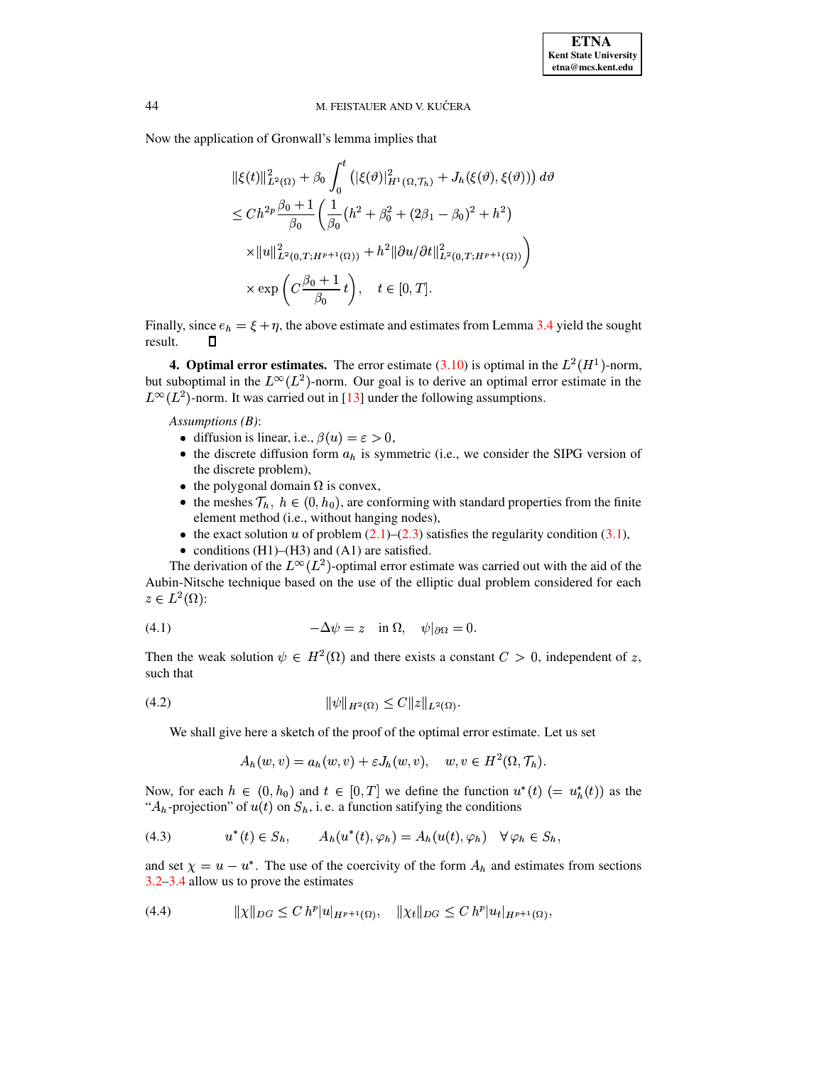Now the application of Gronwall's lemma implies that

$$
\begin{aligned}
&\|\xi(t)\|^2_{L^2(\Omega)} + \beta_0 \int_0^t \left( |\xi(\vartheta)|^2_{H^1(\Omega,\mathcal{T}_h)} + J_h(\xi(\vartheta),\xi(\vartheta)) \right) d\vartheta \\
&\le C h^{2p} \frac{\beta_0+1}{\beta_0} \Bigg( \frac{1}{\beta_0} (h^2 + \beta_0^2 + (2\beta_1 - \beta_0)^2 + h^2) \\
&\quad \times \|u\|^2_{L^2(0,T;H^{p+1}(\Omega))} + h^2 \|\partial u/\partial t\|^2_{L^2(0,T;H^{p+1}(\Omega))} \Bigg) \\
&\quad \times \exp\left( C \frac{\beta_0+1}{\beta_0} t \right), \quad t \in [0,T].
\end{aligned}
$$

Finally, since $e_h = \xi + \eta$, the above estimate and estimates from Lemma 3.4 yield the sought result. ∎

**4. Optimal error estimates.** The error estimate (3.10) is optimal in the $L^2(H^1)$-norm, but suboptimal in the $L^\infty(L^2)$-norm. Our goal is to derive an optimal error estimate in the $L^\infty(L^2)$-norm. It was carried out in [13] under the following assumptions.

*Assumptions (B)*:

- diffusion is linear, i.e., $\beta(u) = \varepsilon > 0$,
- the discrete diffusion form $a_h$ is symmetric (i.e., we consider the SIPG version of the discrete problem),
- the polygonal domain $\Omega$ is convex,
- the meshes $\mathcal{T}_h,\ h \in (0, h_0)$, are conforming with standard properties from the finite element method (i.e., without hanging nodes),
- the exact solution $u$ of problem (2.1)–(2.3) satisfies the regularity condition (3.1),
- conditions (H1)–(H3) and (A1) are satisfied.

The derivation of the $L^\infty(L^2)$-optimal error estimate was carried out with the aid of the Aubin-Nitsche technique based on the use of the elliptic dual problem considered for each $z \in L^2(\Omega)$:

$$
-\Delta\psi = z \quad \text{in } \Omega, \quad \psi|_{\partial\Omega} = 0. \tag{4.1}
$$

Then the weak solution $\psi \in H^2(\Omega)$ and there exists a constant $C > 0$, independent of $z$, such that

$$
\|\psi\|_{H^2(\Omega)} \le C\|z\|_{L^2(\Omega)}. \tag{4.2}
$$

We shall give here a sketch of the proof of the optimal error estimate. Let us set

$$
A_h(w,v) = a_h(w,v) + \varepsilon J_h(w,v), \quad w,v \in H^2(\Omega,\mathcal{T}_h).
$$

Now, for each $h \in (0, h_0)$ and $t \in [0,T]$ we define the function $u^*(t)$ $(= u^*_h(t))$ as the "$A_h$-projection" of $u(t)$ on $S_h$, i. e. a function satifying the conditions

$$
u^*(t) \in S_h, \qquad A_h(u^*(t),\varphi_h) = A_h(u(t),\varphi_h) \quad \forall\, \varphi_h \in S_h, \tag{4.3}
$$

and set $\chi = u - u^*$. The use of the coercivity of the form $A_h$ and estimates from sections 3.2–3.4 allow us to prove the estimates

$$
\|\chi\|_{DG} \le C\, h^p |u|_{H^{p+1}(\Omega)}, \quad \|\chi_t\|_{DG} \le C\, h^p |u_t|_{H^{p+1}(\Omega)}, \tag{4.4}
$$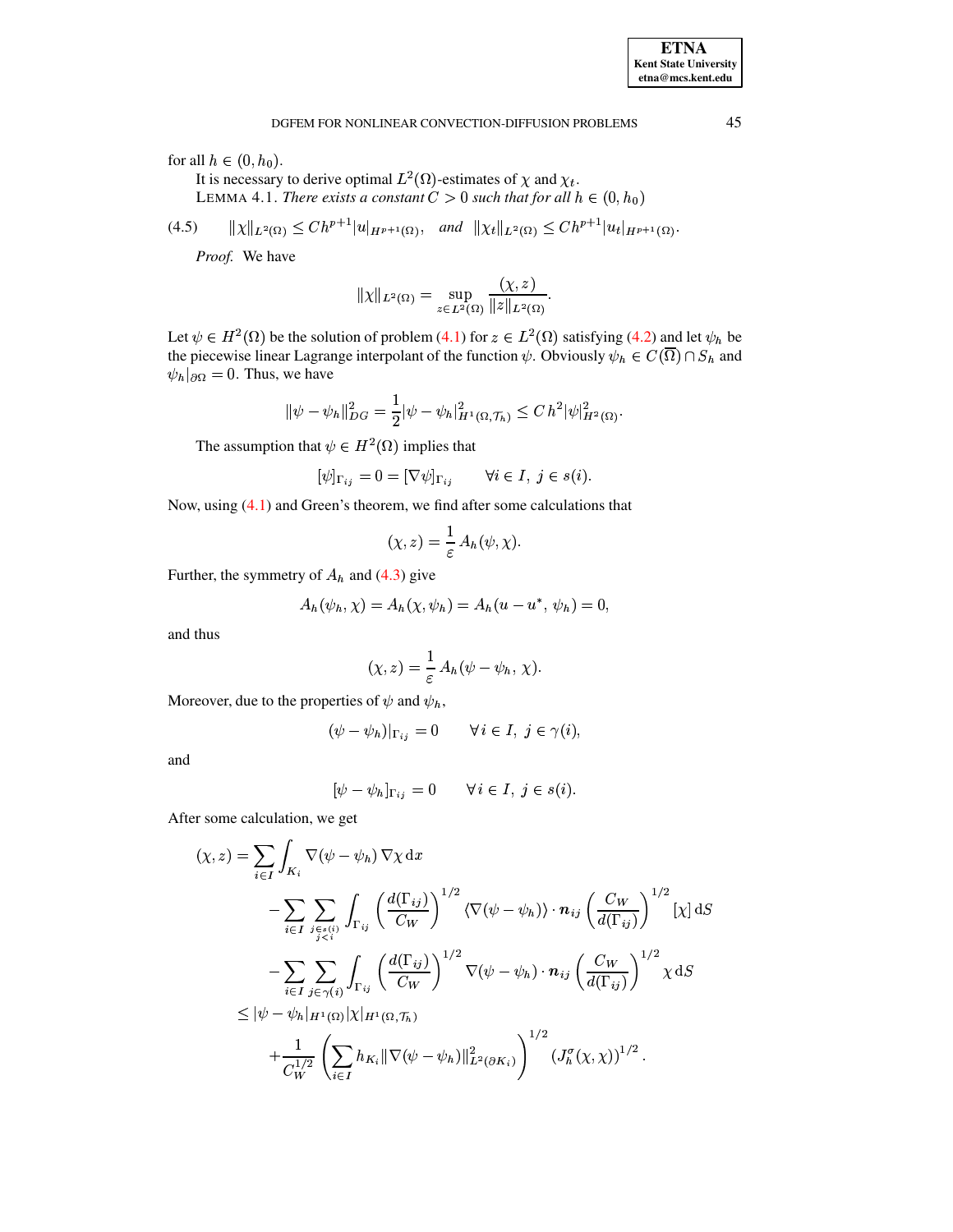for all $h \in (0, h_0)$.

It is necessary to derive optimal $L^2(\Omega)$-estimates of $\chi$ and $\chi_t$.

LEMMA 4.1. *There exists a constant $C > 0$ such that for all $h \in (0, h_0)$*

$$\|\chi\|_{L^2(\Omega)} \le C h^{p+1} |u|_{H^{p+1}(\Omega)}, \quad \textit{and} \quad \|\chi_t\|_{L^2(\Omega)} \le C h^{p+1} |u_t|_{H^{p+1}(\Omega)}. \tag{4.5}$$

*Proof.* We have

$$\|\chi\|_{L^2(\Omega)} = \sup_{z \in L^2(\Omega)} \frac{(\chi, z)}{\|z\|_{L^2(\Omega)}}.$$

Let $\psi \in H^2(\Omega)$ be the solution of problem (4.1) for $z \in L^2(\Omega)$ satisfying (4.2) and let $\psi_h$ be the piecewise linear Lagrange interpolant of the function $\psi$. Obviously $\psi_h \in C(\overline{\Omega}) \cap S_h$ and $\psi_h|_{\partial\Omega} = 0$. Thus, we have

$$\|\psi - \psi_h\|_{DG}^2 = \frac{1}{2} |\psi - \psi_h|_{H^1(\Omega, \mathcal{T}_h)}^2 \le C\, h^2 |\psi|_{H^2(\Omega)}^2.$$

The assumption that $\psi \in H^2(\Omega)$ implies that

$$[\psi]_{\Gamma_{ij}} = 0 = [\nabla \psi]_{\Gamma_{ij}} \qquad \forall i \in I,\ j \in s(i).$$

Now, using (4.1) and Green's theorem, we find after some calculations that

$$(\chi, z) = \frac{1}{\varepsilon} A_h(\psi, \chi).$$

Further, the symmetry of $A_h$ and (4.3) give

$$A_h(\psi_h, \chi) = A_h(\chi, \psi_h) = A_h(u - u^*,\, \psi_h) = 0,$$

and thus

$$(\chi, z) = \frac{1}{\varepsilon} A_h(\psi - \psi_h,\, \chi).$$

Moreover, due to the properties of $\psi$ and $\psi_h$,

$$(\psi - \psi_h)|_{\Gamma_{ij}} = 0 \qquad \forall i \in I,\ j \in \gamma(i),$$

and

$$[\psi - \psi_h]_{\Gamma_{ij}} = 0 \qquad \forall i \in I,\ j \in s(i).$$

After some calculation, we get

$$\begin{aligned}
(\chi, z) = & \sum_{i \in I} \int_{K_i} \nabla(\psi - \psi_h)\, \nabla \chi \, \mathrm{d}x \\
& - \sum_{i \in I} \sum_{\substack{j \in s(i) \\ j < i}} \int_{\Gamma_{ij}} \left( \frac{d(\Gamma_{ij})}{C_W} \right)^{1/2} \langle \nabla(\psi - \psi_h) \rangle \cdot \boldsymbol{n}_{ij} \left( \frac{C_W}{d(\Gamma_{ij})} \right)^{1/2} [\chi]\, \mathrm{d}S \\
& - \sum_{i \in I} \sum_{j \in \gamma(i)} \int_{\Gamma_{ij}} \left( \frac{d(\Gamma_{ij})}{C_W} \right)^{1/2} \nabla(\psi - \psi_h) \cdot \boldsymbol{n}_{ij} \left( \frac{C_W}{d(\Gamma_{ij})} \right)^{1/2} \chi \, \mathrm{d}S \\
\le & \, |\psi - \psi_h|_{H^1(\Omega)} |\chi|_{H^1(\Omega, \mathcal{T}_h)} \\
& + \frac{1}{C_W^{1/2}} \left( \sum_{i \in I} h_{K_i} \|\nabla(\psi - \psi_h)\|_{L^2(\partial K_i)}^2 \right)^{1/2} \left( J_h^\sigma(\chi, \chi) \right)^{1/2}.
\end{aligned}$$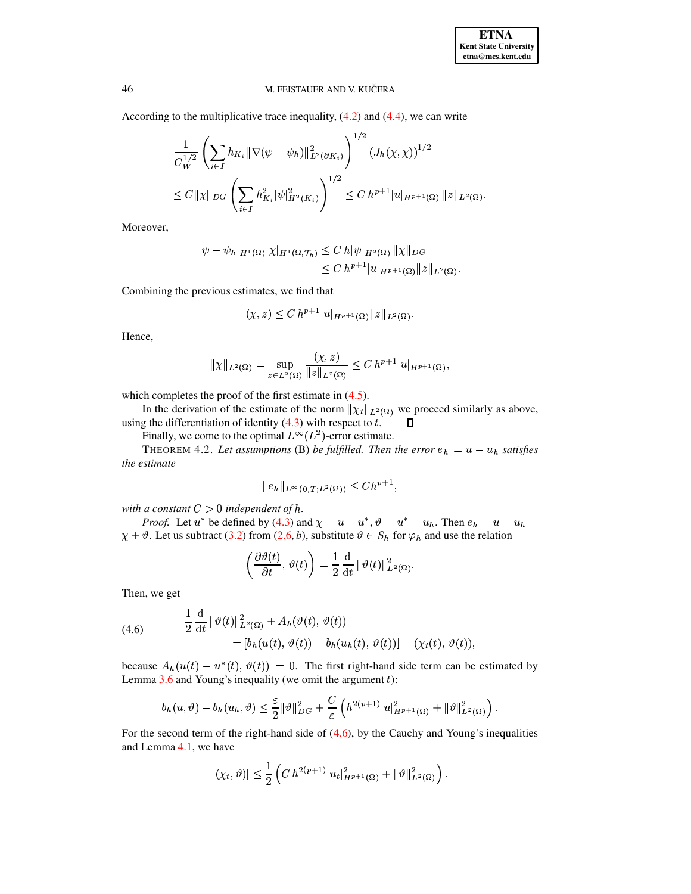According to the multiplicative trace inequality, (4.2) and (4.4), we can write

$$
\begin{aligned}
&\frac{1}{C_W^{1/2}}\left(\sum_{i\in I} h_{K_i}\|\nabla(\psi-\psi_h)\|^2_{L^2(\partial K_i)}\right)^{1/2}\left(J_h(\chi,\chi)\right)^{1/2}\\
&\le C\|\chi\|_{DG}\left(\sum_{i\in I} h_{K_i}^2|\psi|^2_{H^2(K_i)}\right)^{1/2}\le C\,h^{p+1}|u|_{H^{p+1}(\Omega)}\,\|z\|_{L^2(\Omega)}.
\end{aligned}
$$

Moreover,

$$
\begin{aligned}
|\psi-\psi_h|_{H^1(\Omega)}|\chi|_{H^1(\Omega,\mathcal{T}_h)} &\le C\,h|\psi|_{H^2(\Omega)}\,\|\chi\|_{DG}\\
&\le C\,h^{p+1}|u|_{H^{p+1}(\Omega)}\|z\|_{L^2(\Omega)}.
\end{aligned}
$$

Combining the previous estimates, we find that

$$
(\chi,z)\le C\,h^{p+1}|u|_{H^{p+1}(\Omega)}\|z\|_{L^2(\Omega)}.
$$

Hence,

$$
\|\chi\|_{L^2(\Omega)}=\sup_{z\in L^2(\Omega)}\frac{(\chi,z)}{\|z\|_{L^2(\Omega)}}\le C\,h^{p+1}|u|_{H^{p+1}(\Omega)},
$$

which completes the proof of the first estimate in (4.5).

In the derivation of the estimate of the norm $\|\chi_t\|_{L^2(\Omega)}$ we proceed similarly as above, using the differentiation of identity (4.3) with respect to $t$. ◻

Finally, we come to the optimal $L^\infty(L^2)$-error estimate.

THEOREM 4.2. *Let assumptions* (B) *be fulfilled. Then the error $e_h=u-u_h$ satisfies the estimate*

$$
\|e_h\|_{L^\infty(0,T;L^2(\Omega))}\le Ch^{p+1},
$$

*with a constant $C>0$ independent of $h$.*

*Proof.* Let $u^*$ be defined by (4.3) and $\chi=u-u^*$, $\vartheta=u^*-u_h$. Then $e_h=u-u_h=\chi+\vartheta$. Let us subtract (3.2) from (2.6, b), substitute $\vartheta\in S_h$ for $\varphi_h$ and use the relation

$$
\left(\frac{\partial\vartheta(t)}{\partial t},\,\vartheta(t)\right)=\frac{1}{2}\frac{\mathrm{d}}{\mathrm{d}t}\|\vartheta(t)\|^2_{L^2(\Omega)}.
$$

Then, we get

$$
\begin{aligned}
&\frac{1}{2}\frac{\mathrm{d}}{\mathrm{d}t}\|\vartheta(t)\|^2_{L^2(\Omega)}+A_h(\vartheta(t),\,\vartheta(t))\\
&\qquad=[b_h(u(t),\,\vartheta(t))-b_h(u_h(t),\,\vartheta(t))]-(\chi_t(t),\,\vartheta(t)),
\end{aligned}\tag{4.6}
$$

because $A_h(u(t)-u^*(t),\,\vartheta(t))=0$. The first right-hand side term can be estimated by Lemma 3.6 and Young's inequality (we omit the argument $t$):

$$
b_h(u,\vartheta)-b_h(u_h,\vartheta)\le\frac{\varepsilon}{2}\|\vartheta\|^2_{DG}+\frac{C}{\varepsilon}\left(h^{2(p+1)}|u|^2_{H^{p+1}(\Omega)}+\|\vartheta\|^2_{L^2(\Omega)}\right).
$$

For the second term of the right-hand side of (4.6), by the Cauchy and Young's inequalities and Lemma 4.1, we have

$$
|(\chi_t,\vartheta)|\le\frac{1}{2}\left(C\,h^{2(p+1)}|u_t|^2_{H^{p+1}(\Omega)}+\|\vartheta\|^2_{L^2(\Omega)}\right).
$$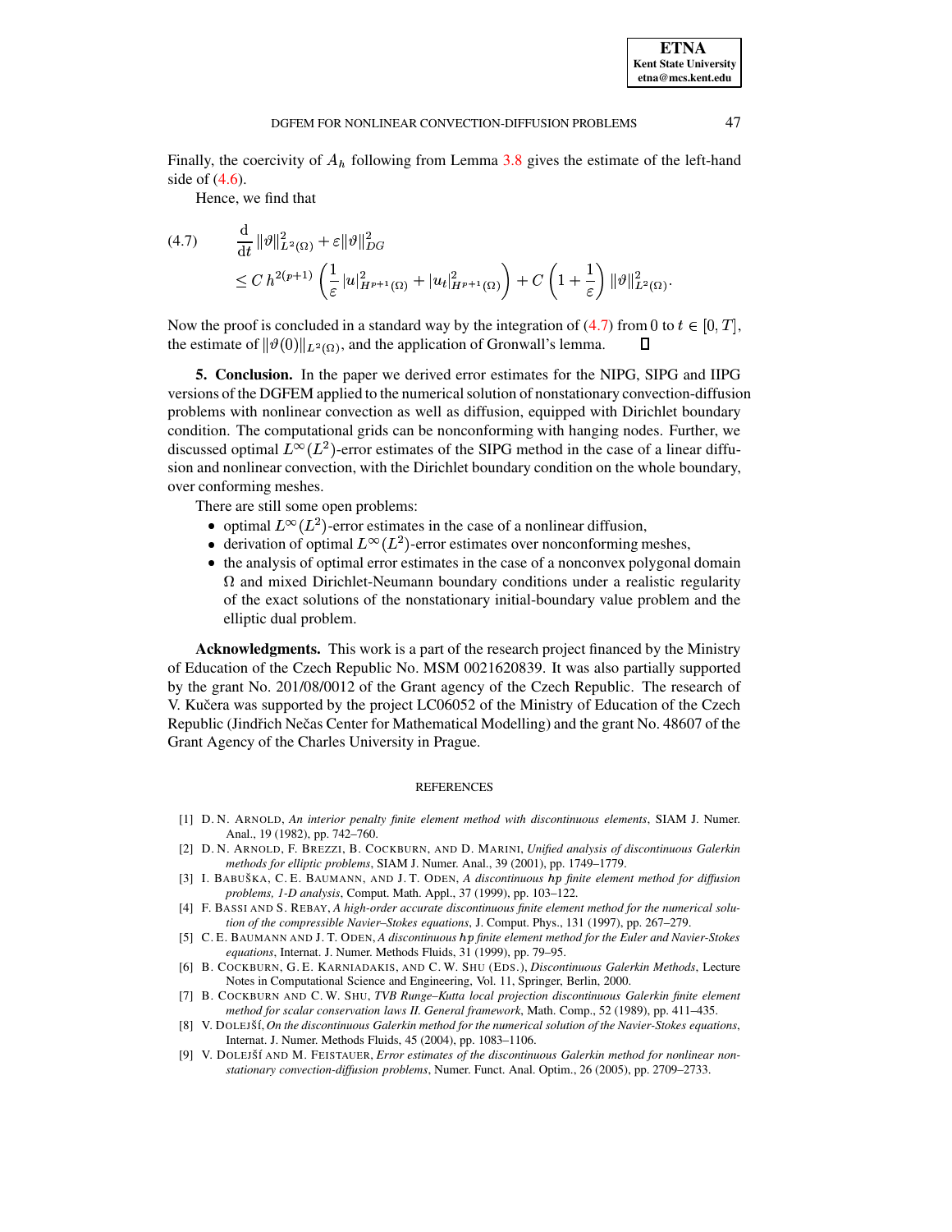Finally, the coercivity of $A_h$ following from Lemma 3.8 gives the estimate of the left-hand side of (4.6).

Hence, we find that

$$
\begin{aligned}
(4.7) \qquad & \frac{\mathrm{d}}{\mathrm{d}t}\|\vartheta\|^2_{L^2(\Omega)} + \varepsilon \|\vartheta\|^2_{DG} \\
& \le C\, h^{2(p+1)} \left( \frac{1}{\varepsilon} |u|^2_{H^{p+1}(\Omega)} + |u_t|^2_{H^{p+1}(\Omega)} \right) + C\left(1 + \frac{1}{\varepsilon}\right) \|\vartheta\|^2_{L^2(\Omega)}.
\end{aligned}
$$

Now the proof is concluded in a standard way by the integration of (4.7) from 0 to $t \in [0, T]$, the estimate of $\|\vartheta(0)\|_{L^2(\Omega)}$, and the application of Gronwall's lemma. $\square$

**5. Conclusion.** In the paper we derived error estimates for the NIPG, SIPG and IIPG versions of the DGFEM applied to the numerical solution of nonstationary convection-diffusion problems with nonlinear convection as well as diffusion, equipped with Dirichlet boundary condition. The computational grids can be nonconforming with hanging nodes. Further, we discussed optimal $L^\infty(L^2)$-error estimates of the SIPG method in the case of a linear diffusion and nonlinear convection, with the Dirichlet boundary condition on the whole boundary, over conforming meshes.

There are still some open problems:

- optimal $L^\infty(L^2)$-error estimates in the case of a nonlinear diffusion,
- derivation of optimal $L^\infty(L^2)$-error estimates over nonconforming meshes,
- the analysis of optimal error estimates in the case of a nonconvex polygonal domain $\Omega$ and mixed Dirichlet-Neumann boundary conditions under a realistic regularity of the exact solutions of the nonstationary initial-boundary value problem and the elliptic dual problem.

**Acknowledgments.** This work is a part of the research project financed by the Ministry of Education of the Czech Republic No. MSM 0021620839. It was also partially supported by the grant No. 201/08/0012 of the Grant agency of the Czech Republic. The research of V. Kučera was supported by the project LC06052 of the Ministry of Education of the Czech Republic (Jindřich Nečas Center for Mathematical Modelling) and the grant No. 48607 of the Grant Agency of the Charles University in Prague.

## REFERENCES

[1] D. N. Arnold, *An interior penalty finite element method with discontinuous elements*, SIAM J. Numer. Anal., 19 (1982), pp. 742–760.

[2] D. N. Arnold, F. Brezzi, B. Cockburn, and D. Marini, *Unified analysis of discontinuous Galerkin methods for elliptic problems*, SIAM J. Numer. Anal., 39 (2001), pp. 1749–1779.

[3] I. Babuška, C. E. Baumann, and J. T. Oden, *A discontinuous hp finite element method for diffusion problems, 1-D analysis*, Comput. Math. Appl., 37 (1999), pp. 103–122.

[4] F. Bassi and S. Rebay, *A high-order accurate discontinuous finite element method for the numerical solution of the compressible Navier–Stokes equations*, J. Comput. Phys., 131 (1997), pp. 267–279.

[5] C. E. Baumann and J. T. Oden, *A discontinuous hp finite element method for the Euler and Navier-Stokes equations*, Internat. J. Numer. Methods Fluids, 31 (1999), pp. 79–95.

[6] B. Cockburn, G. E. Karniadakis, and C. W. Shu (Eds.), *Discontinuous Galerkin Methods*, Lecture Notes in Computational Science and Engineering, Vol. 11, Springer, Berlin, 2000.

[7] B. Cockburn and C. W. Shu, *TVB Runge–Kutta local projection discontinuous Galerkin finite element method for scalar conservation laws II. General framework*, Math. Comp., 52 (1989), pp. 411–435.

[8] V. Dolejší, *On the discontinuous Galerkin method for the numerical solution of the Navier-Stokes equations*, Internat. J. Numer. Methods Fluids, 45 (2004), pp. 1083–1106.

[9] V. Dolejší and M. Feistauer, *Error estimates of the discontinuous Galerkin method for nonlinear nonstationary convection-diffusion problems*, Numer. Funct. Anal. Optim., 26 (2005), pp. 2709–2733.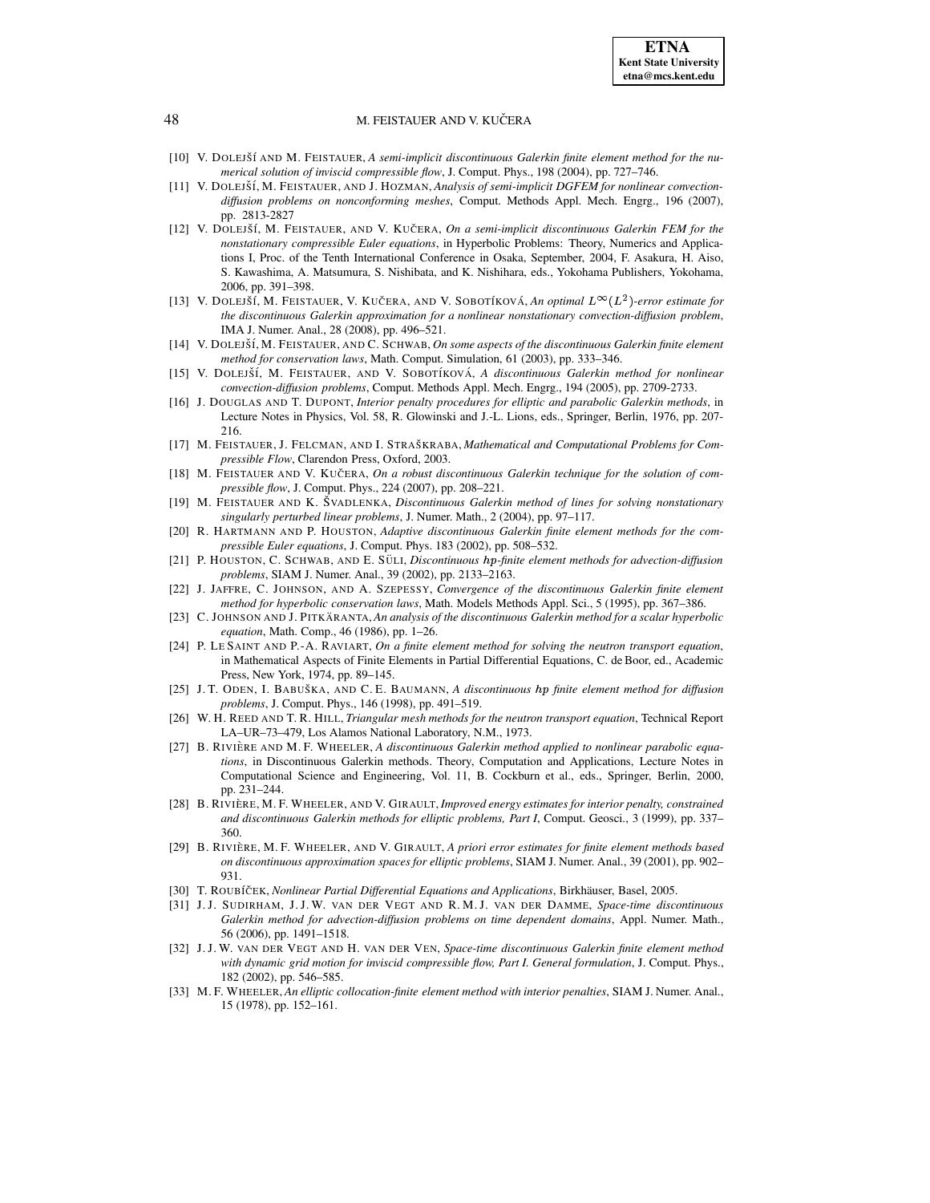[10] V. Dolejší and M. Feistauer, *A semi-implicit discontinuous Galerkin finite element method for the numerical solution of inviscid compressible flow*, J. Comput. Phys., 198 (2004), pp. 727–746.

[11] V. Dolejší, M. Feistauer, and J. Hozman, *Analysis of semi-implicit DGFEM for nonlinear convection-diffusion problems on nonconforming meshes*, Comput. Methods Appl. Mech. Engrg., 196 (2007), pp. 2813-2827

[12] V. Dolejší, M. Feistauer, and V. Kučera, *On a semi-implicit discontinuous Galerkin FEM for the nonstationary compressible Euler equations*, in Hyperbolic Problems: Theory, Numerics and Applications I, Proc. of the Tenth International Conference in Osaka, September, 2004, F. Asakura, H. Aiso, S. Kawashima, A. Matsumura, S. Nishibata, and K. Nishihara, eds., Yokohama Publishers, Yokohama, 2006, pp. 391–398.

[13] V. Dolejší, M. Feistauer, V. Kučera, and V. Sobotíková, *An optimal $L^\infty(L^2)$-error estimate for the discontinuous Galerkin approximation for a nonlinear nonstationary convection-diffusion problem*, IMA J. Numer. Anal., 28 (2008), pp. 496–521.

[14] V. Dolejší, M. Feistauer, and C. Schwab, *On some aspects of the discontinuous Galerkin finite element method for conservation laws*, Math. Comput. Simulation, 61 (2003), pp. 333–346.

[15] V. Dolejší, M. Feistauer, and V. Sobotíková, *A discontinuous Galerkin method for nonlinear convection-diffusion problems*, Comput. Methods Appl. Mech. Engrg., 194 (2005), pp. 2709-2733.

[16] J. Douglas and T. Dupont, *Interior penalty procedures for elliptic and parabolic Galerkin methods*, in Lecture Notes in Physics, Vol. 58, R. Glowinski and J.-L. Lions, eds., Springer, Berlin, 1976, pp. 207-216.

[17] M. Feistauer, J. Felcman, and I. Straškraba, *Mathematical and Computational Problems for Compressible Flow*, Clarendon Press, Oxford, 2003.

[18] M. Feistauer and V. Kučera, *On a robust discontinuous Galerkin technique for the solution of compressible flow*, J. Comput. Phys., 224 (2007), pp. 208–221.

[19] M. Feistauer and K. Švadlenka, *Discontinuous Galerkin method of lines for solving nonstationary singularly perturbed linear problems*, J. Numer. Math., 2 (2004), pp. 97–117.

[20] R. Hartmann and P. Houston, *Adaptive discontinuous Galerkin finite element methods for the compressible Euler equations*, J. Comput. Phys. 183 (2002), pp. 508–532.

[21] P. Houston, C. Schwab, and E. Süli, *Discontinuous hp-finite element methods for advection-diffusion problems*, SIAM J. Numer. Anal., 39 (2002), pp. 2133–2163.

[22] J. Jaffre, C. Johnson, and A. Szepessy, *Convergence of the discontinuous Galerkin finite element method for hyperbolic conservation laws*, Math. Models Methods Appl. Sci., 5 (1995), pp. 367–386.

[23] C. Johnson and J. Pitkäranta, *An analysis of the discontinuous Galerkin method for a scalar hyperbolic equation*, Math. Comp., 46 (1986), pp. 1–26.

[24] P. Le Saint and P.-A. Raviart, *On a finite element method for solving the neutron transport equation*, in Mathematical Aspects of Finite Elements in Partial Differential Equations, C. de Boor, ed., Academic Press, New York, 1974, pp. 89–145.

[25] J. T. Oden, I. Babuška, and C. E. Baumann, *A discontinuous hp finite element method for diffusion problems*, J. Comput. Phys., 146 (1998), pp. 491–519.

[26] W. H. Reed and T. R. Hill, *Triangular mesh methods for the neutron transport equation*, Technical Report LA–UR–73–479, Los Alamos National Laboratory, N.M., 1973.

[27] B. Rivière and M. F. Wheeler, *A discontinuous Galerkin method applied to nonlinear parabolic equations*, in Discontinuous Galerkin methods. Theory, Computation and Applications, Lecture Notes in Computational Science and Engineering, Vol. 11, B. Cockburn et al., eds., Springer, Berlin, 2000, pp. 231–244.

[28] B. Rivière, M. F. Wheeler, and V. Girault, *Improved energy estimates for interior penalty, constrained and discontinuous Galerkin methods for elliptic problems, Part I*, Comput. Geosci., 3 (1999), pp. 337–360.

[29] B. Rivière, M. F. Wheeler, and V. Girault, *A priori error estimates for finite element methods based on discontinuous approximation spaces for elliptic problems*, SIAM J. Numer. Anal., 39 (2001), pp. 902–931.

[30] T. Roubíček, *Nonlinear Partial Differential Equations and Applications*, Birkhäuser, Basel, 2005.

[31] J. J. Sudirham, J. J. W. van der Vegt and R. M. J. van der Damme, *Space-time discontinuous Galerkin method for advection-diffusion problems on time dependent domains*, Appl. Numer. Math., 56 (2006), pp. 1491–1518.

[32] J. J. W. van der Vegt and H. van der Ven, *Space-time discontinuous Galerkin finite element method with dynamic grid motion for inviscid compressible flow, Part I. General formulation*, J. Comput. Phys., 182 (2002), pp. 546–585.

[33] M. F. Wheeler, *An elliptic collocation-finite element method with interior penalties*, SIAM J. Numer. Anal., 15 (1978), pp. 152–161.